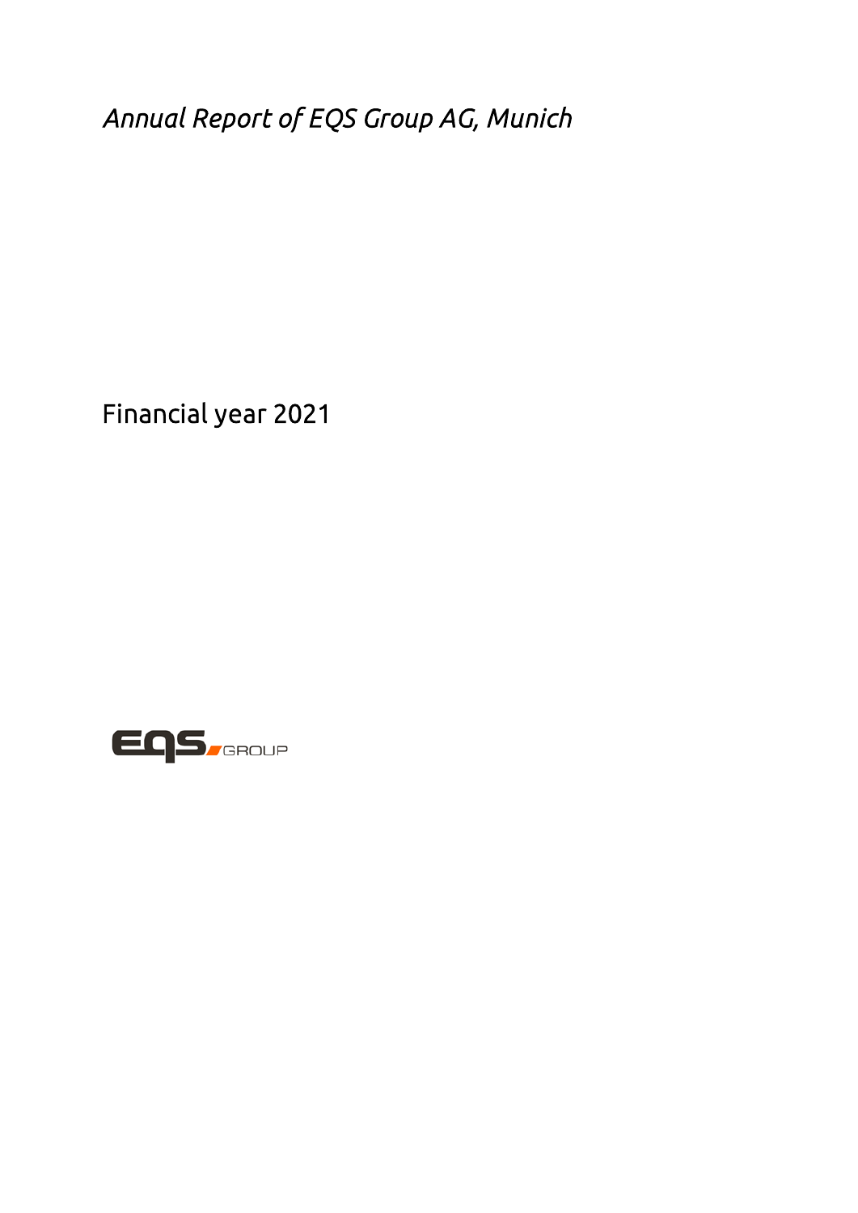*Annual Report of EQS Group AG, Munich*

Financial year 2021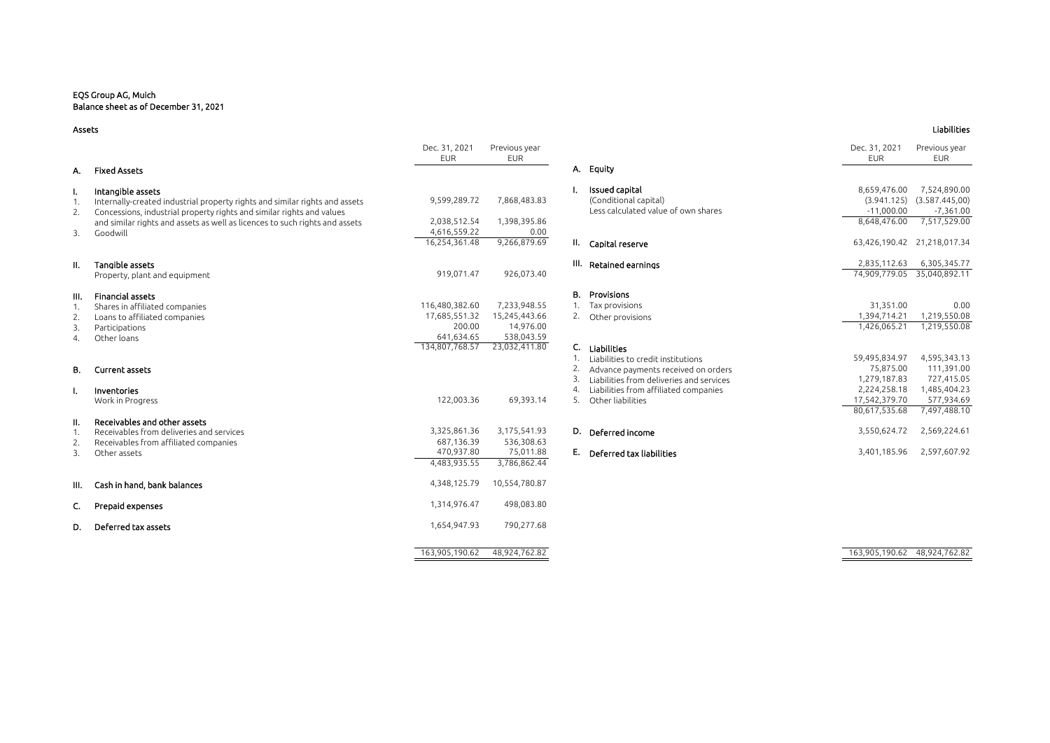EQS Group AG, Muich
Balance sheet as of December 31, 2021

## Assets

| | | Dec. 31, 2021 EUR | Previous year EUR |
|---|---|---|---|
| **A.** | **Fixed Assets** | | |
| **I.** | **Intangible assets** | | |
| 1. | Internally-created industrial property rights and similar rights and assets | 9,599,289.72 | 7,868,483.83 |
| 2. | Concessions, industrial property rights and similar rights and values and similar rights and assets as well as licences to such rights and assets | 2,038,512.54 | 1,398,395.86 |
| 3. | Goodwill | 4,616,559.22 | 0.00 |
| | | 16,254,361.48 | 9,266,879.69 |
| **II.** | **Tangible assets** | | |
| | Property, plant and equipment | 919,071.47 | 926,073.40 |
| **III.** | **Financial assets** | | |
| 1. | Shares in affiliated companies | 116,480,382.60 | 7,233,948.55 |
| 2. | Loans to affiliated companies | 17,685,551.32 | 15,245,443.66 |
| 3. | Participations | 200.00 | 14,976.00 |
| 4. | Other loans | 641,634.65 | 538,043.59 |
| | | 134,807,768.57 | 23,032,411.80 |
| **B.** | **Current assets** | | |
| **I.** | **Inventories** | | |
| | Work in Progress | 122,003.36 | 69,393.14 |
| **II.** | **Receivables and other assets** | | |
| 1. | Receivables from deliveries and services | 3,325,861.36 | 3,175,541.93 |
| 2. | Receivables from affiliated companies | 687,136.39 | 536,308.63 |
| 3. | Other assets | 470,937.80 | 75,011.88 |
| | | 4,483,935.55 | 3,786,862.44 |
| **III.** | **Cash in hand, bank balances** | 4,348,125.79 | 10,554,780.87 |
| **C.** | **Prepaid expenses** | 1,314,976.47 | 498,083.80 |
| **D.** | **Deferred tax assets** | 1,654,947.93 | 790,277.68 |
| | | 163,905,190.62 | 48,924,762.82 |

## Liabilities

| | | Dec. 31, 2021 EUR | Previous year EUR |
|---|---|---|---|
| **A.** | **Equity** | | |
| **I.** | **Issued capital** | 8,659,476.00 | 7,524,890.00 |
| | (Conditional capital) | (3.941.125) | (3.587.445,00) |
| | Less calculated value of own shares | -11,000.00 | -7,361.00 |
| | | 8,648,476.00 | 7,517,529.00 |
| **II.** | **Capital reserve** | 63,426,190.42 | 21,218,017.34 |
| **III.** | **Retained earnings** | 2,835,112.63 | 6,305,345.77 |
| | | 74,909,779.05 | 35,040,892.11 |
| **B.** | **Provisions** | | |
| 1. | Tax provisions | 31,351.00 | 0.00 |
| 2. | Other provisions | 1,394,714.21 | 1,219,550.08 |
| | | 1,426,065.21 | 1,219,550.08 |
| **C.** | **Liabilities** | | |
| 1. | Liabilities to credit institutions | 59,495,834.97 | 4,595,343.13 |
| 2. | Advance payments received on orders | 75,875.00 | 111,391.00 |
| 3. | Liabilities from deliveries and services | 1,279,187.83 | 727,415.05 |
| 4. | Liabilities from affiliated companies | 2,224,258.18 | 1,485,404.23 |
| 5. | Other liabilities | 17,542,379.70 | 577,934.69 |
| | | 80,617,535.68 | 7,497,488.10 |
| **D.** | **Deferred income** | 3,550,624.72 | 2,569,224.61 |
| **E.** | **Deferred tax liabilities** | 3,401,185.96 | 2,597,607.92 |
| | | 163,905,190.62 | 48,924,762.82 |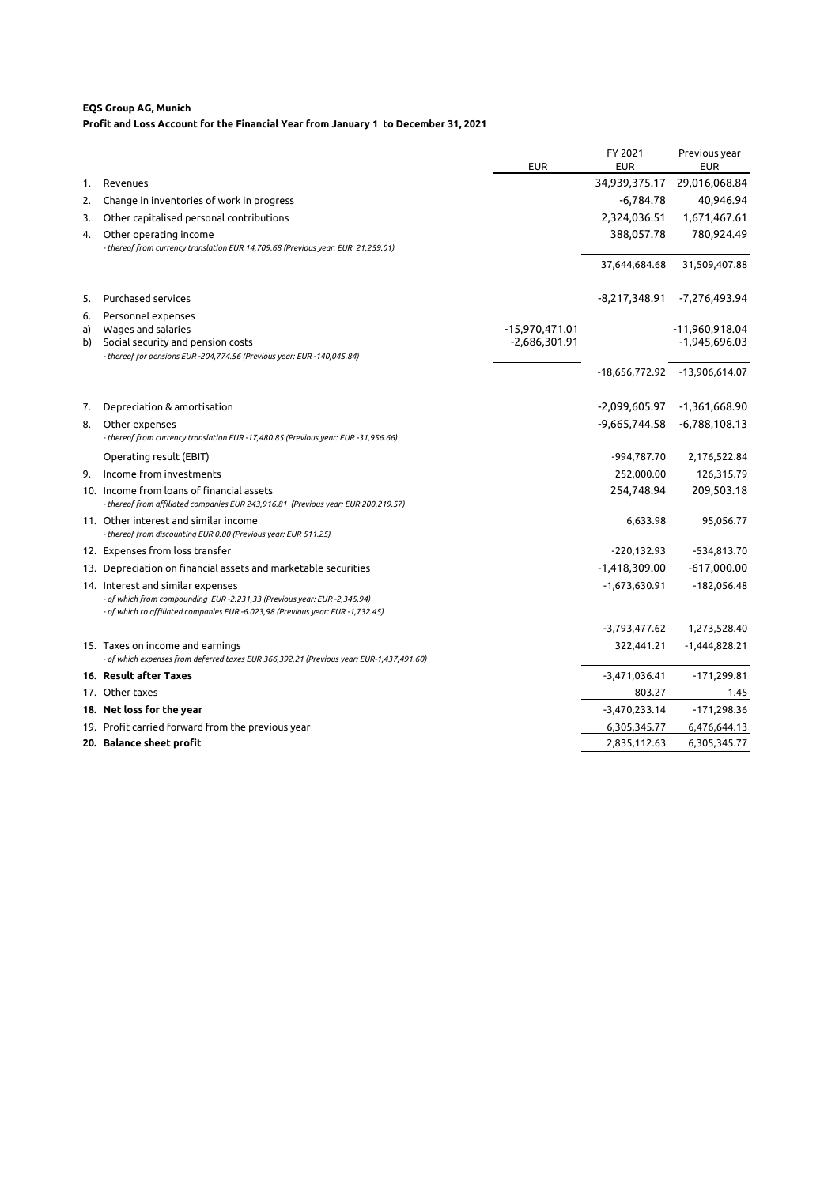**EQS Group AG, Munich**

**Profit and Loss Account for the Financial Year from January 1 to December 31, 2021**

| | | EUR | FY 2021 EUR | Previous year EUR |
|---|---|---|---|---|
| 1. | Revenues | | 34,939,375.17 | 29,016,068.84 |
| 2. | Change in inventories of work in progress | | -6,784.78 | 40,946.94 |
| 3. | Other capitalised personal contributions | | 2,324,036.51 | 1,671,467.61 |
| 4. | Other operating income<br>*- thereof from currency translation EUR 14,709.68 (Previous year: EUR 21,259.01)* | | 388,057.78 | 780,924.49 |
| | | | 37,644,684.68 | 31,509,407.88 |
| 5. | Purchased services | | -8,217,348.91 | -7,276,493.94 |
| 6. | Personnel expenses | | | |
| a) | Wages and salaries | -15,970,471.01 | | -11,960,918.04 |
| b) | Social security and pension costs<br>*- thereof for pensions EUR -204,774.56 (Previous year: EUR -140,045.84)* | -2,686,301.91 | | -1,945,696.03 |
| | | | -18,656,772.92 | -13,906,614.07 |
| 7. | Depreciation & amortisation | | -2,099,605.97 | -1,361,668.90 |
| 8. | Other expenses<br>*- thereof from currency translation EUR -17,480.85 (Previous year: EUR -31,956.66)* | | -9,665,744.58 | -6,788,108.13 |
| | Operating result (EBIT) | | -994,787.70 | 2,176,522.84 |
| 9. | Income from investments | | 252,000.00 | 126,315.79 |
| 10. | Income from loans of financial assets<br>*- thereof from affiliated companies EUR 243,916.81 (Previous year: EUR 200,219.57)* | | 254,748.94 | 209,503.18 |
| 11. | Other interest and similar income<br>*- thereof from discounting EUR 0.00 (Previous year: EUR 511.25)* | | 6,633.98 | 95,056.77 |
| 12. | Expenses from loss transfer | | -220,132.93 | -534,813.70 |
| 13. | Depreciation on financial assets and marketable securities | | -1,418,309.00 | -617,000.00 |
| 14. | Interest and similar expenses<br>*- of which from compounding EUR -2.231,33 (Previous year: EUR -2,345.94)*<br>*- of which to affiliated companies EUR -6.023,98 (Previous year: EUR -1,732.45)* | | -1,673,630.91 | -182,056.48 |
| | | | -3,793,477.62 | 1,273,528.40 |
| 15. | Taxes on income and earnings<br>*- of which expenses from deferred taxes EUR 366,392.21 (Previous year: EUR-1,437,491.60)* | | 322,441.21 | -1,444,828.21 |
| **16.** | **Result after Taxes** | | -3,471,036.41 | -171,299.81 |
| 17. | Other taxes | | 803.27 | 1.45 |
| **18.** | **Net loss for the year** | | -3,470,233.14 | -171,298.36 |
| 19. | Profit carried forward from the previous year | | 6,305,345.77 | 6,476,644.13 |
| **20.** | **Balance sheet profit** | | 2,835,112.63 | 6,305,345.77 |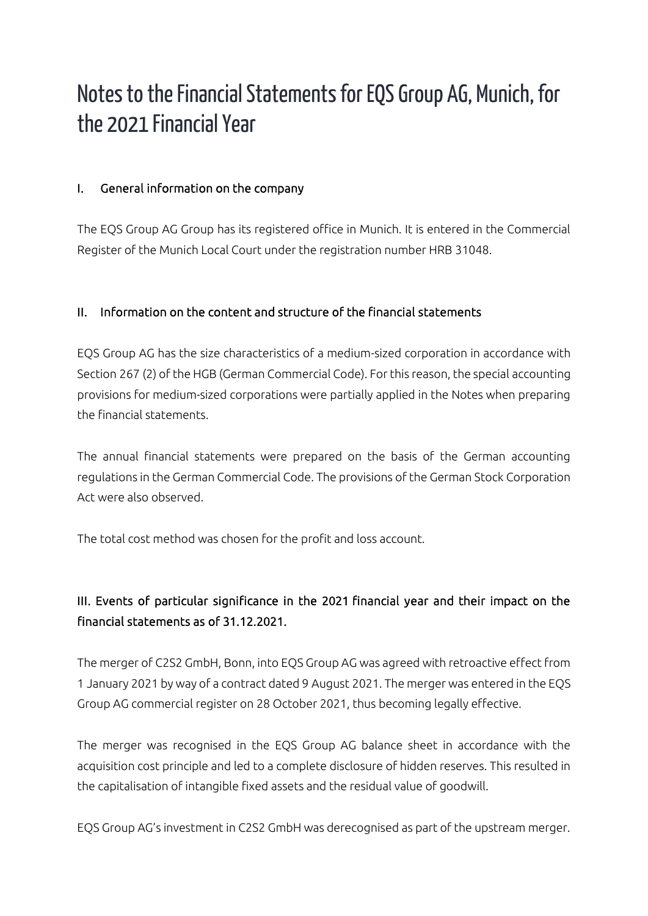# Notes to the Financial Statements for EQS Group AG, Munich, for the 2021 Financial Year

## I. General information on the company

The EQS Group AG Group has its registered office in Munich. It is entered in the Commercial Register of the Munich Local Court under the registration number HRB 31048.

## II. Information on the content and structure of the financial statements

EQS Group AG has the size characteristics of a medium-sized corporation in accordance with Section 267 (2) of the HGB (German Commercial Code). For this reason, the special accounting provisions for medium-sized corporations were partially applied in the Notes when preparing the financial statements.

The annual financial statements were prepared on the basis of the German accounting regulations in the German Commercial Code. The provisions of the German Stock Corporation Act were also observed.

The total cost method was chosen for the profit and loss account.

## III. Events of particular significance in the 2021 financial year and their impact on the financial statements as of 31.12.2021.

The merger of C2S2 GmbH, Bonn, into EQS Group AG was agreed with retroactive effect from 1 January 2021 by way of a contract dated 9 August 2021. The merger was entered in the EQS Group AG commercial register on 28 October 2021, thus becoming legally effective.

The merger was recognised in the EQS Group AG balance sheet in accordance with the acquisition cost principle and led to a complete disclosure of hidden reserves. This resulted in the capitalisation of intangible fixed assets and the residual value of goodwill.

EQS Group AG's investment in C2S2 GmbH was derecognised as part of the upstream merger.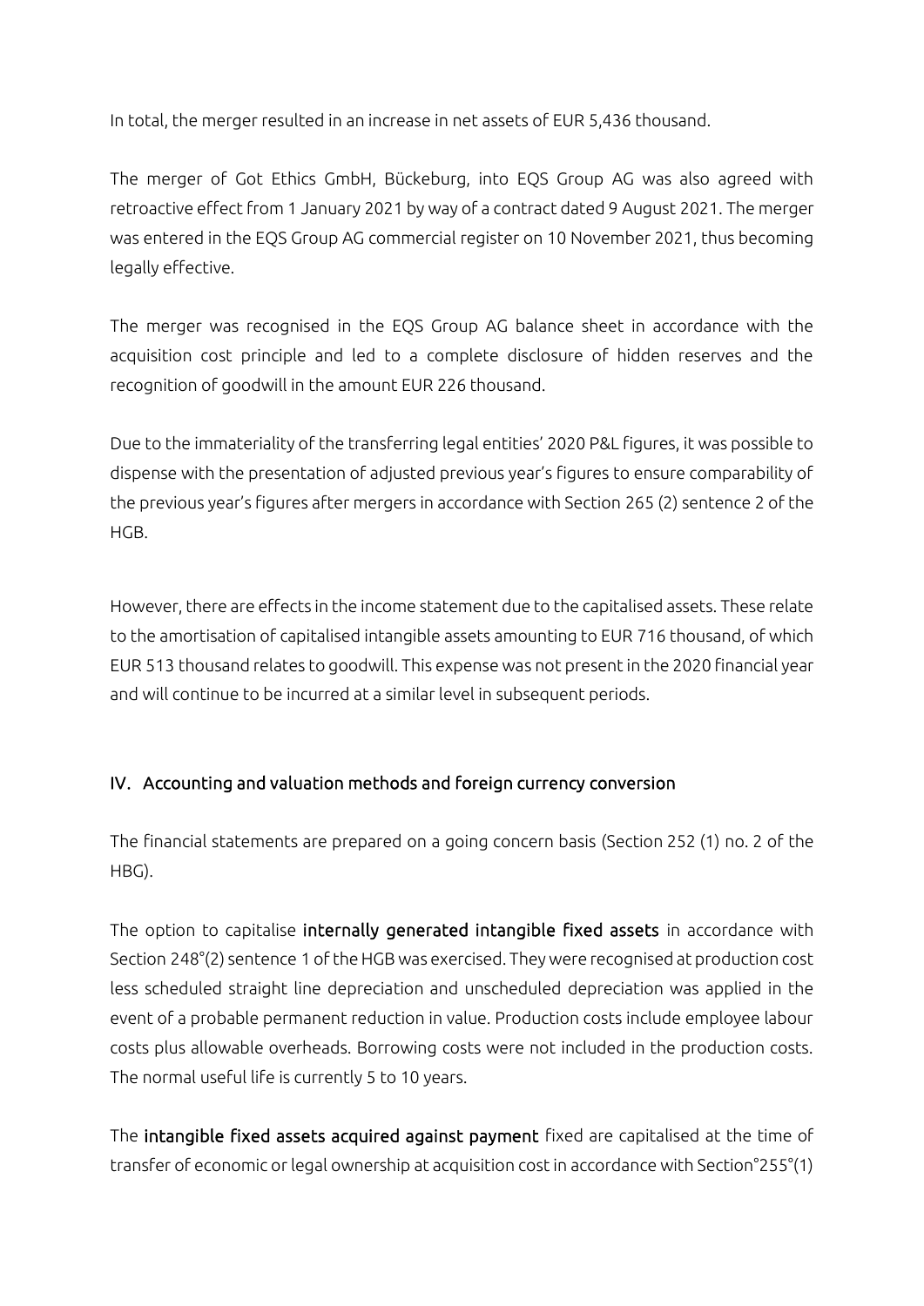In total, the merger resulted in an increase in net assets of EUR 5,436 thousand.

The merger of Got Ethics GmbH, Bückeburg, into EQS Group AG was also agreed with retroactive effect from 1 January 2021 by way of a contract dated 9 August 2021. The merger was entered in the EQS Group AG commercial register on 10 November 2021, thus becoming legally effective.

The merger was recognised in the EQS Group AG balance sheet in accordance with the acquisition cost principle and led to a complete disclosure of hidden reserves and the recognition of goodwill in the amount EUR 226 thousand.

Due to the immateriality of the transferring legal entities' 2020 P&L figures, it was possible to dispense with the presentation of adjusted previous year's figures to ensure comparability of the previous year's figures after mergers in accordance with Section 265 (2) sentence 2 of the HGB.

However, there are effects in the income statement due to the capitalised assets. These relate to the amortisation of capitalised intangible assets amounting to EUR 716 thousand, of which EUR 513 thousand relates to goodwill. This expense was not present in the 2020 financial year and will continue to be incurred at a similar level in subsequent periods.

## IV. Accounting and valuation methods and foreign currency conversion

The financial statements are prepared on a going concern basis (Section 252 (1) no. 2 of the HBG).

The option to capitalise **internally generated intangible fixed assets** in accordance with Section 248°(2) sentence 1 of the HGB was exercised. They were recognised at production cost less scheduled straight line depreciation and unscheduled depreciation was applied in the event of a probable permanent reduction in value. Production costs include employee labour costs plus allowable overheads. Borrowing costs were not included in the production costs. The normal useful life is currently 5 to 10 years.

The **intangible fixed assets acquired against payment** fixed are capitalised at the time of transfer of economic or legal ownership at acquisition cost in accordance with Section°255°(1)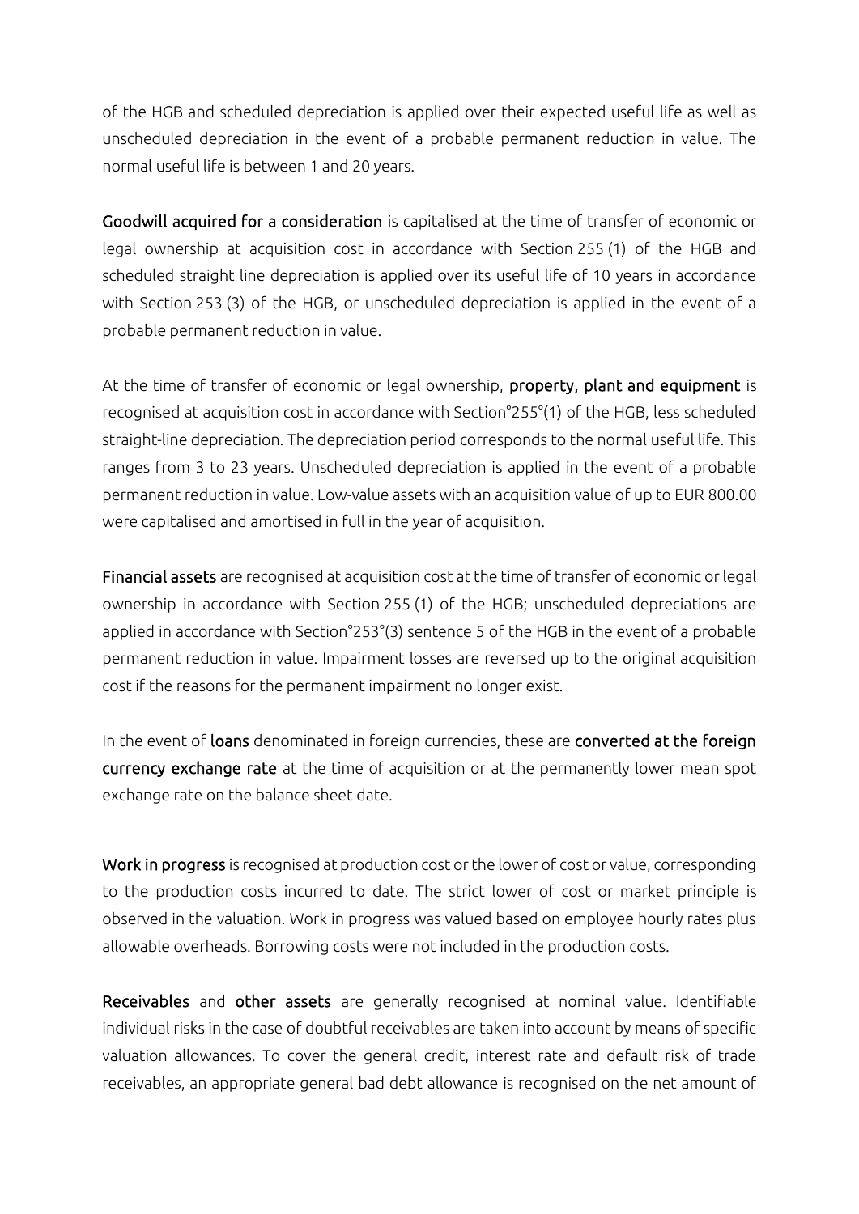of the HGB and scheduled depreciation is applied over their expected useful life as well as unscheduled depreciation in the event of a probable permanent reduction in value. The normal useful life is between 1 and 20 years.

**Goodwill acquired for a consideration** is capitalised at the time of transfer of economic or legal ownership at acquisition cost in accordance with Section 255 (1) of the HGB and scheduled straight line depreciation is applied over its useful life of 10 years in accordance with Section 253 (3) of the HGB, or unscheduled depreciation is applied in the event of a probable permanent reduction in value.

At the time of transfer of economic or legal ownership, **property, plant and equipment** is recognised at acquisition cost in accordance with Section°255°(1) of the HGB, less scheduled straight-line depreciation. The depreciation period corresponds to the normal useful life. This ranges from 3 to 23 years. Unscheduled depreciation is applied in the event of a probable permanent reduction in value. Low-value assets with an acquisition value of up to EUR 800.00 were capitalised and amortised in full in the year of acquisition.

**Financial assets** are recognised at acquisition cost at the time of transfer of economic or legal ownership in accordance with Section 255 (1) of the HGB; unscheduled depreciations are applied in accordance with Section°253°(3) sentence 5 of the HGB in the event of a probable permanent reduction in value. Impairment losses are reversed up to the original acquisition cost if the reasons for the permanent impairment no longer exist.

In the event of **loans** denominated in foreign currencies, these are **converted at the foreign currency exchange rate** at the time of acquisition or at the permanently lower mean spot exchange rate on the balance sheet date.

**Work in progress** is recognised at production cost or the lower of cost or value, corresponding to the production costs incurred to date. The strict lower of cost or market principle is observed in the valuation. Work in progress was valued based on employee hourly rates plus allowable overheads. Borrowing costs were not included in the production costs.

**Receivables** and **other assets** are generally recognised at nominal value. Identifiable individual risks in the case of doubtful receivables are taken into account by means of specific valuation allowances. To cover the general credit, interest rate and default risk of trade receivables, an appropriate general bad debt allowance is recognised on the net amount of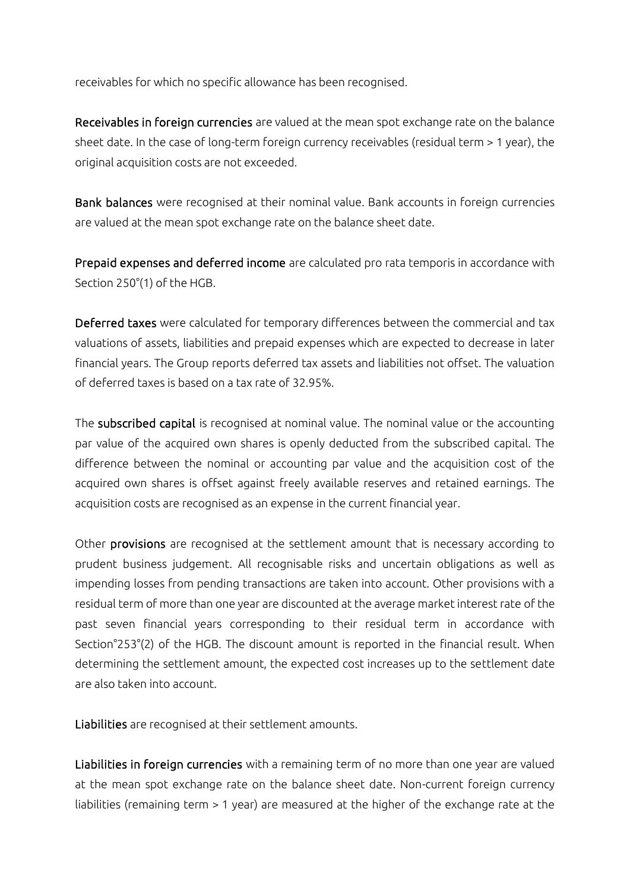receivables for which no specific allowance has been recognised.

**Receivables in foreign currencies** are valued at the mean spot exchange rate on the balance sheet date. In the case of long-term foreign currency receivables (residual term > 1 year), the original acquisition costs are not exceeded.

**Bank balances** were recognised at their nominal value. Bank accounts in foreign currencies are valued at the mean spot exchange rate on the balance sheet date.

**Prepaid expenses and deferred income** are calculated pro rata temporis in accordance with Section 250°(1) of the HGB.

**Deferred taxes** were calculated for temporary differences between the commercial and tax valuations of assets, liabilities and prepaid expenses which are expected to decrease in later financial years. The Group reports deferred tax assets and liabilities not offset. The valuation of deferred taxes is based on a tax rate of 32.95%.

The **subscribed capital** is recognised at nominal value. The nominal value or the accounting par value of the acquired own shares is openly deducted from the subscribed capital. The difference between the nominal or accounting par value and the acquisition cost of the acquired own shares is offset against freely available reserves and retained earnings. The acquisition costs are recognised as an expense in the current financial year.

Other **provisions** are recognised at the settlement amount that is necessary according to prudent business judgement. All recognisable risks and uncertain obligations as well as impending losses from pending transactions are taken into account. Other provisions with a residual term of more than one year are discounted at the average market interest rate of the past seven financial years corresponding to their residual term in accordance with Section°253°(2) of the HGB. The discount amount is reported in the financial result. When determining the settlement amount, the expected cost increases up to the settlement date are also taken into account.

**Liabilities** are recognised at their settlement amounts.

**Liabilities in foreign currencies** with a remaining term of no more than one year are valued at the mean spot exchange rate on the balance sheet date. Non-current foreign currency liabilities (remaining term > 1 year) are measured at the higher of the exchange rate at the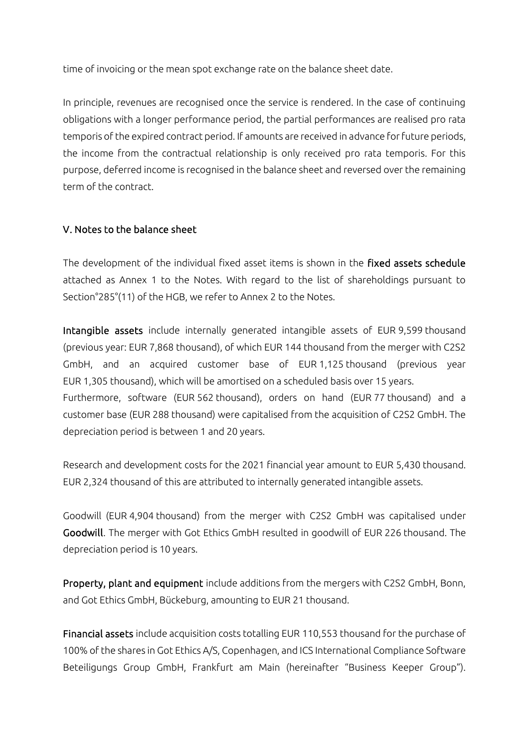time of invoicing or the mean spot exchange rate on the balance sheet date.

In principle, revenues are recognised once the service is rendered. In the case of continuing obligations with a longer performance period, the partial performances are realised pro rata temporis of the expired contract period. If amounts are received in advance for future periods, the income from the contractual relationship is only received pro rata temporis. For this purpose, deferred income is recognised in the balance sheet and reversed over the remaining term of the contract.

## V. Notes to the balance sheet

The development of the individual fixed asset items is shown in the **fixed assets schedule** attached as Annex 1 to the Notes. With regard to the list of shareholdings pursuant to Section°285°(11) of the HGB, we refer to Annex 2 to the Notes.

**Intangible assets** include internally generated intangible assets of EUR 9,599 thousand (previous year: EUR 7,868 thousand), of which EUR 144 thousand from the merger with C2S2 GmbH, and an acquired customer base of EUR 1,125 thousand (previous year EUR 1,305 thousand), which will be amortised on a scheduled basis over 15 years.
Furthermore, software (EUR 562 thousand), orders on hand (EUR 77 thousand) and a customer base (EUR 288 thousand) were capitalised from the acquisition of C2S2 GmbH. The depreciation period is between 1 and 20 years.

Research and development costs for the 2021 financial year amount to EUR 5,430 thousand. EUR 2,324 thousand of this are attributed to internally generated intangible assets.

Goodwill (EUR 4,904 thousand) from the merger with C2S2 GmbH was capitalised under **Goodwill**. The merger with Got Ethics GmbH resulted in goodwill of EUR 226 thousand. The depreciation period is 10 years.

**Property, plant and equipment** include additions from the mergers with C2S2 GmbH, Bonn, and Got Ethics GmbH, Bückeburg, amounting to EUR 21 thousand.

**Financial assets** include acquisition costs totalling EUR 110,553 thousand for the purchase of 100% of the shares in Got Ethics A/S, Copenhagen, and ICS International Compliance Software Beteiligungs Group GmbH, Frankfurt am Main (hereinafter "Business Keeper Group").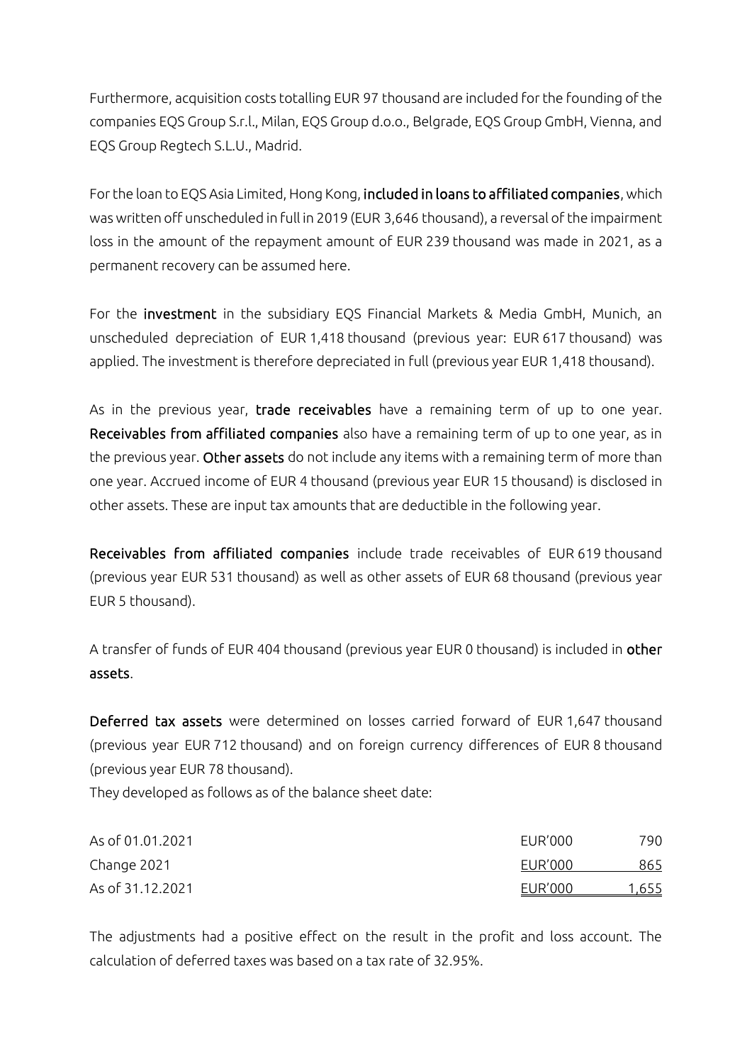Furthermore, acquisition costs totalling EUR 97 thousand are included for the founding of the companies EQS Group S.r.l., Milan, EQS Group d.o.o., Belgrade, EQS Group GmbH, Vienna, and EQS Group Regtech S.L.U., Madrid.

For the loan to EQS Asia Limited, Hong Kong, **included in loans to affiliated companies**, which was written off unscheduled in full in 2019 (EUR 3,646 thousand), a reversal of the impairment loss in the amount of the repayment amount of EUR 239 thousand was made in 2021, as a permanent recovery can be assumed here.

For the **investment** in the subsidiary EQS Financial Markets & Media GmbH, Munich, an unscheduled depreciation of EUR 1,418 thousand (previous year: EUR 617 thousand) was applied. The investment is therefore depreciated in full (previous year EUR 1,418 thousand).

As in the previous year, **trade receivables** have a remaining term of up to one year. **Receivables from affiliated companies** also have a remaining term of up to one year, as in the previous year. **Other assets** do not include any items with a remaining term of more than one year. Accrued income of EUR 4 thousand (previous year EUR 15 thousand) is disclosed in other assets. These are input tax amounts that are deductible in the following year.

**Receivables from affiliated companies** include trade receivables of EUR 619 thousand (previous year EUR 531 thousand) as well as other assets of EUR 68 thousand (previous year EUR 5 thousand).

A transfer of funds of EUR 404 thousand (previous year EUR 0 thousand) is included in **other assets**.

**Deferred tax assets** were determined on losses carried forward of EUR 1,647 thousand (previous year EUR 712 thousand) and on foreign currency differences of EUR 8 thousand (previous year EUR 78 thousand).
They developed as follows as of the balance sheet date:

| | | |
|---|---|---|
| As of 01.01.2021 | EUR'000 | 790 |
| Change 2021 | EUR'000 | 865 |
| As of 31.12.2021 | EUR'000 | 1,655 |

The adjustments had a positive effect on the result in the profit and loss account. The calculation of deferred taxes was based on a tax rate of 32.95%.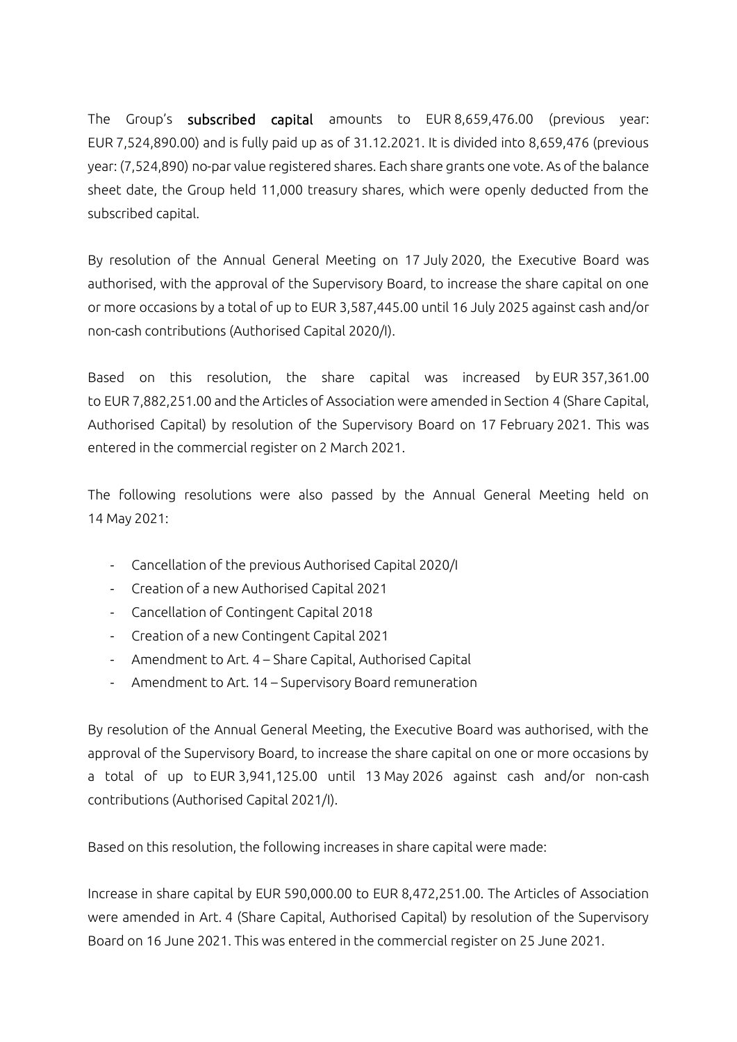The Group's **subscribed capital** amounts to EUR 8,659,476.00 (previous year: EUR 7,524,890.00) and is fully paid up as of 31.12.2021. It is divided into 8,659,476 (previous year: (7,524,890) no-par value registered shares. Each share grants one vote. As of the balance sheet date, the Group held 11,000 treasury shares, which were openly deducted from the subscribed capital.

By resolution of the Annual General Meeting on 17 July 2020, the Executive Board was authorised, with the approval of the Supervisory Board, to increase the share capital on one or more occasions by a total of up to EUR 3,587,445.00 until 16 July 2025 against cash and/or non-cash contributions (Authorised Capital 2020/I).

Based on this resolution, the share capital was increased by EUR 357,361.00 to EUR 7,882,251.00 and the Articles of Association were amended in Section 4 (Share Capital, Authorised Capital) by resolution of the Supervisory Board on 17 February 2021. This was entered in the commercial register on 2 March 2021.

The following resolutions were also passed by the Annual General Meeting held on 14 May 2021:

- Cancellation of the previous Authorised Capital 2020/I
- Creation of a new Authorised Capital 2021
- Cancellation of Contingent Capital 2018
- Creation of a new Contingent Capital 2021
- Amendment to Art. 4 – Share Capital, Authorised Capital
- Amendment to Art. 14 – Supervisory Board remuneration

By resolution of the Annual General Meeting, the Executive Board was authorised, with the approval of the Supervisory Board, to increase the share capital on one or more occasions by a total of up to EUR 3,941,125.00 until 13 May 2026 against cash and/or non-cash contributions (Authorised Capital 2021/I).

Based on this resolution, the following increases in share capital were made:

Increase in share capital by EUR 590,000.00 to EUR 8,472,251.00. The Articles of Association were amended in Art. 4 (Share Capital, Authorised Capital) by resolution of the Supervisory Board on 16 June 2021. This was entered in the commercial register on 25 June 2021.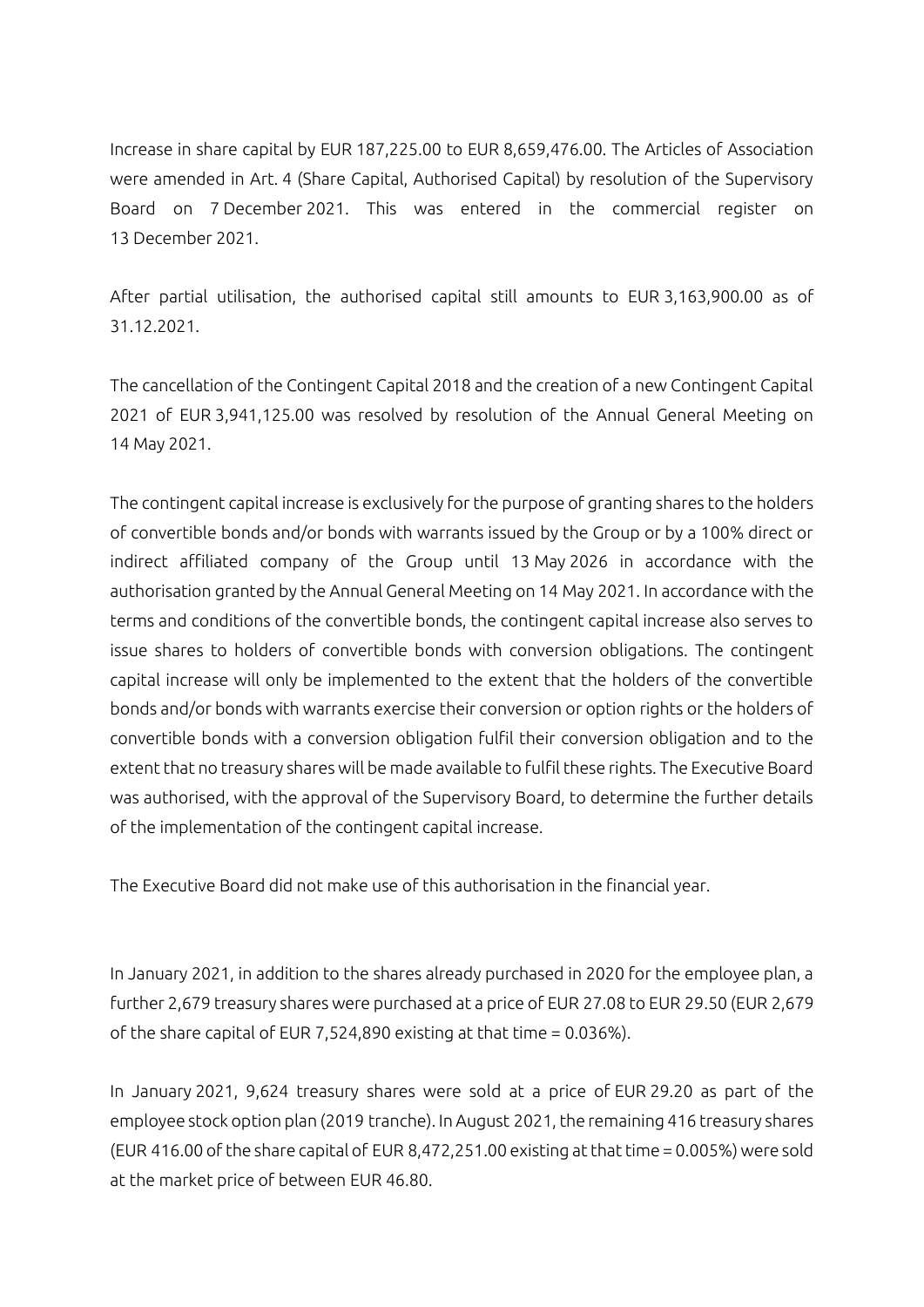Increase in share capital by EUR 187,225.00 to EUR 8,659,476.00. The Articles of Association were amended in Art. 4 (Share Capital, Authorised Capital) by resolution of the Supervisory Board on 7 December 2021. This was entered in the commercial register on 13 December 2021.

After partial utilisation, the authorised capital still amounts to EUR 3,163,900.00 as of 31.12.2021.

The cancellation of the Contingent Capital 2018 and the creation of a new Contingent Capital 2021 of EUR 3,941,125.00 was resolved by resolution of the Annual General Meeting on 14 May 2021.

The contingent capital increase is exclusively for the purpose of granting shares to the holders of convertible bonds and/or bonds with warrants issued by the Group or by a 100% direct or indirect affiliated company of the Group until 13 May 2026 in accordance with the authorisation granted by the Annual General Meeting on 14 May 2021. In accordance with the terms and conditions of the convertible bonds, the contingent capital increase also serves to issue shares to holders of convertible bonds with conversion obligations. The contingent capital increase will only be implemented to the extent that the holders of the convertible bonds and/or bonds with warrants exercise their conversion or option rights or the holders of convertible bonds with a conversion obligation fulfil their conversion obligation and to the extent that no treasury shares will be made available to fulfil these rights. The Executive Board was authorised, with the approval of the Supervisory Board, to determine the further details of the implementation of the contingent capital increase.

The Executive Board did not make use of this authorisation in the financial year.

In January 2021, in addition to the shares already purchased in 2020 for the employee plan, a further 2,679 treasury shares were purchased at a price of EUR 27.08 to EUR 29.50 (EUR 2,679 of the share capital of EUR 7,524,890 existing at that time = 0.036%).

In January 2021, 9,624 treasury shares were sold at a price of EUR 29.20 as part of the employee stock option plan (2019 tranche). In August 2021, the remaining 416 treasury shares (EUR 416.00 of the share capital of EUR 8,472,251.00 existing at that time = 0.005%) were sold at the market price of between EUR 46.80.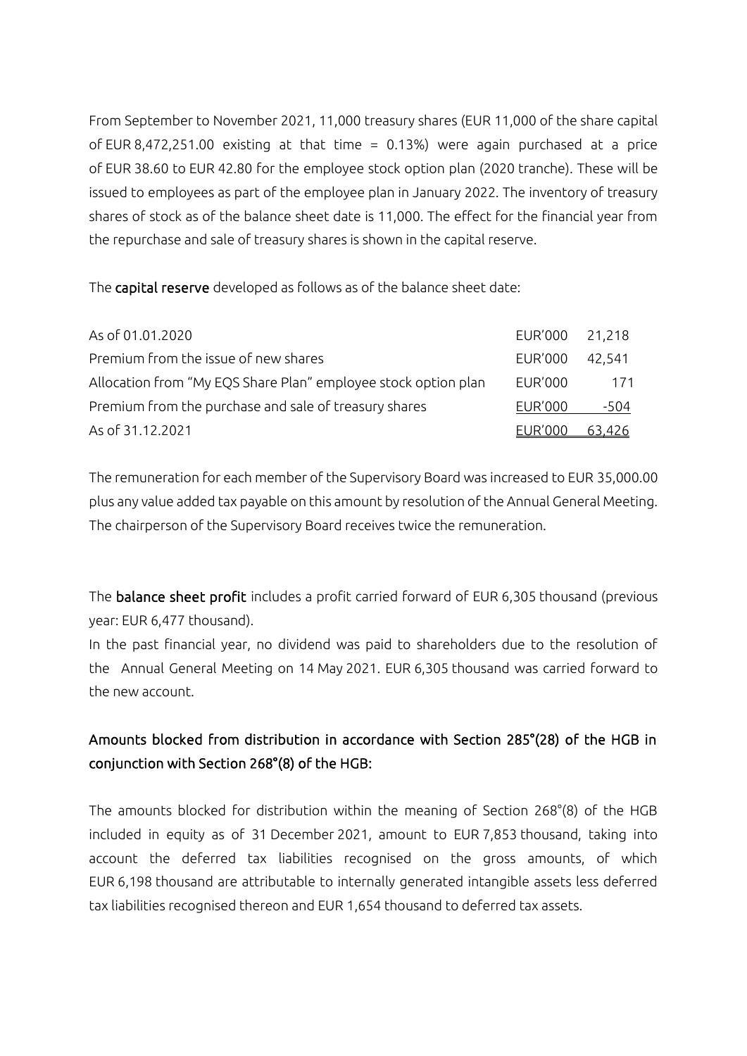From September to November 2021, 11,000 treasury shares (EUR 11,000 of the share capital of EUR 8,472,251.00 existing at that time = 0.13%) were again purchased at a price of EUR 38.60 to EUR 42.80 for the employee stock option plan (2020 tranche). These will be issued to employees as part of the employee plan in January 2022. The inventory of treasury shares of stock as of the balance sheet date is 11,000. The effect for the financial year from the repurchase and sale of treasury shares is shown in the capital reserve.

The **capital reserve** developed as follows as of the balance sheet date:

| | | |
|---|---|---|
| As of 01.01.2020 | EUR'000 | 21,218 |
| Premium from the issue of new shares | EUR'000 | 42,541 |
| Allocation from "My EQS Share Plan" employee stock option plan | EUR'000 | 171 |
| Premium from the purchase and sale of treasury shares | EUR'000 | -504 |
| As of 31.12.2021 | EUR'000 | 63,426 |

The remuneration for each member of the Supervisory Board was increased to EUR 35,000.00 plus any value added tax payable on this amount by resolution of the Annual General Meeting. The chairperson of the Supervisory Board receives twice the remuneration.

The **balance sheet profit** includes a profit carried forward of EUR 6,305 thousand (previous year: EUR 6,477 thousand).

In the past financial year, no dividend was paid to shareholders due to the resolution of the Annual General Meeting on 14 May 2021. EUR 6,305 thousand was carried forward to the new account.

## Amounts blocked from distribution in accordance with Section 285°(28) of the HGB in conjunction with Section 268°(8) of the HGB:

The amounts blocked for distribution within the meaning of Section 268°(8) of the HGB included in equity as of 31 December 2021, amount to EUR 7,853 thousand, taking into account the deferred tax liabilities recognised on the gross amounts, of which EUR 6,198 thousand are attributable to internally generated intangible assets less deferred tax liabilities recognised thereon and EUR 1,654 thousand to deferred tax assets.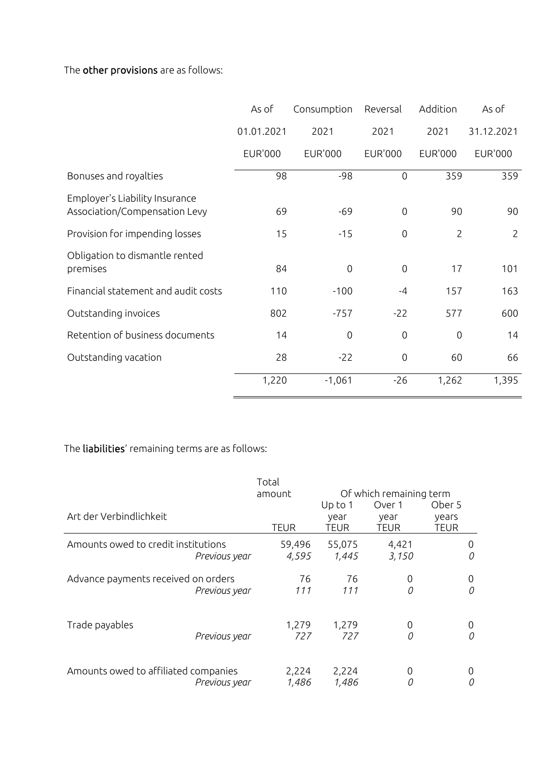The **other provisions** are as follows:

| | As of 01.01.2021 EUR'000 | Consumption 2021 EUR'000 | Reversal 2021 EUR'000 | Addition 2021 EUR'000 | As of 31.12.2021 EUR'000 |
|---|---|---|---|---|---|
| Bonuses and royalties | 98 | -98 | 0 | 359 | 359 |
| Employer's Liability Insurance Association/Compensation Levy | 69 | -69 | 0 | 90 | 90 |
| Provision for impending losses | 15 | -15 | 0 | 2 | 2 |
| Obligation to dismantle rented premises | 84 | 0 | 0 | 17 | 101 |
| Financial statement and audit costs | 110 | -100 | -4 | 157 | 163 |
| Outstanding invoices | 802 | -757 | -22 | 577 | 600 |
| Retention of business documents | 14 | 0 | 0 | 0 | 14 |
| Outstanding vacation | 28 | -22 | 0 | 60 | 66 |
| | 1,220 | -1,061 | -26 | 1,262 | 1,395 |

The **liabilities**' remaining terms are as follows:

| Art der Verbindlichkeit | Total amount TEUR | Of which remaining term Up to 1 year TEUR | Over 1 year TEUR | Ober 5 years TEUR |
|---|---|---|---|---|
| Amounts owed to credit institutions | 59,496 | 55,075 | 4,421 | 0 |
| *Previous year* | *4,595* | *1,445* | *3,150* | *0* |
| Advance payments received on orders | 76 | 76 | 0 | 0 |
| *Previous year* | *111* | *111* | *0* | *0* |
| Trade payables | 1,279 | 1,279 | 0 | 0 |
| *Previous year* | *727* | *727* | *0* | *0* |
| Amounts owed to affiliated companies | 2,224 | 2,224 | 0 | 0 |
| *Previous year* | *1,486* | *1,486* | *0* | *0* |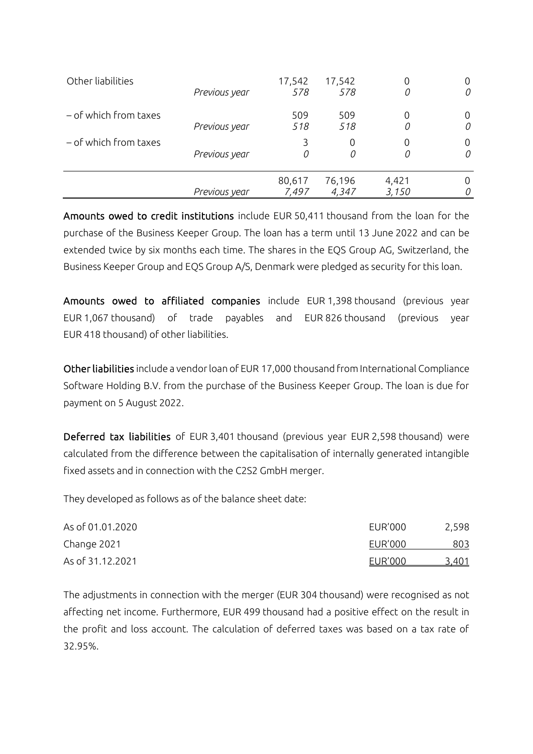| | | | | | |
|---|---|---|---|---|---|
| Other liabilities | | 17,542 | 17,542 | 0 | 0 |
| | *Previous year* | *578* | *578* | *0* | *0* |
| – of which from taxes | | 509 | 509 | 0 | 0 |
| | *Previous year* | *518* | *518* | *0* | *0* |
| – of which from taxes | | 3 | 0 | 0 | 0 |
| | *Previous year* | *0* | *0* | *0* | *0* |
| | | 80,617 | 76,196 | 4,421 | 0 |
| | *Previous year* | *7,497* | *4,347* | *3,150* | *0* |

**Amounts owed to credit institutions** include EUR 50,411 thousand from the loan for the purchase of the Business Keeper Group. The loan has a term until 13 June 2022 and can be extended twice by six months each time. The shares in the EQS Group AG, Switzerland, the Business Keeper Group and EQS Group A/S, Denmark were pledged as security for this loan.

**Amounts owed to affiliated companies** include EUR 1,398 thousand (previous year EUR 1,067 thousand) of trade payables and EUR 826 thousand (previous year EUR 418 thousand) of other liabilities.

**Other liabilities** include a vendor loan of EUR 17,000 thousand from International Compliance Software Holding B.V. from the purchase of the Business Keeper Group. The loan is due for payment on 5 August 2022.

**Deferred tax liabilities** of EUR 3,401 thousand (previous year EUR 2,598 thousand) were calculated from the difference between the capitalisation of internally generated intangible fixed assets and in connection with the C2S2 GmbH merger.

They developed as follows as of the balance sheet date:

| | | |
|---|---|---|
| As of 01.01.2020 | EUR'000 | 2,598 |
| Change 2021 | EUR'000 | 803 |
| As of 31.12.2021 | EUR'000 | 3,401 |

The adjustments in connection with the merger (EUR 304 thousand) were recognised as not affecting net income. Furthermore, EUR 499 thousand had a positive effect on the result in the profit and loss account. The calculation of deferred taxes was based on a tax rate of 32.95%.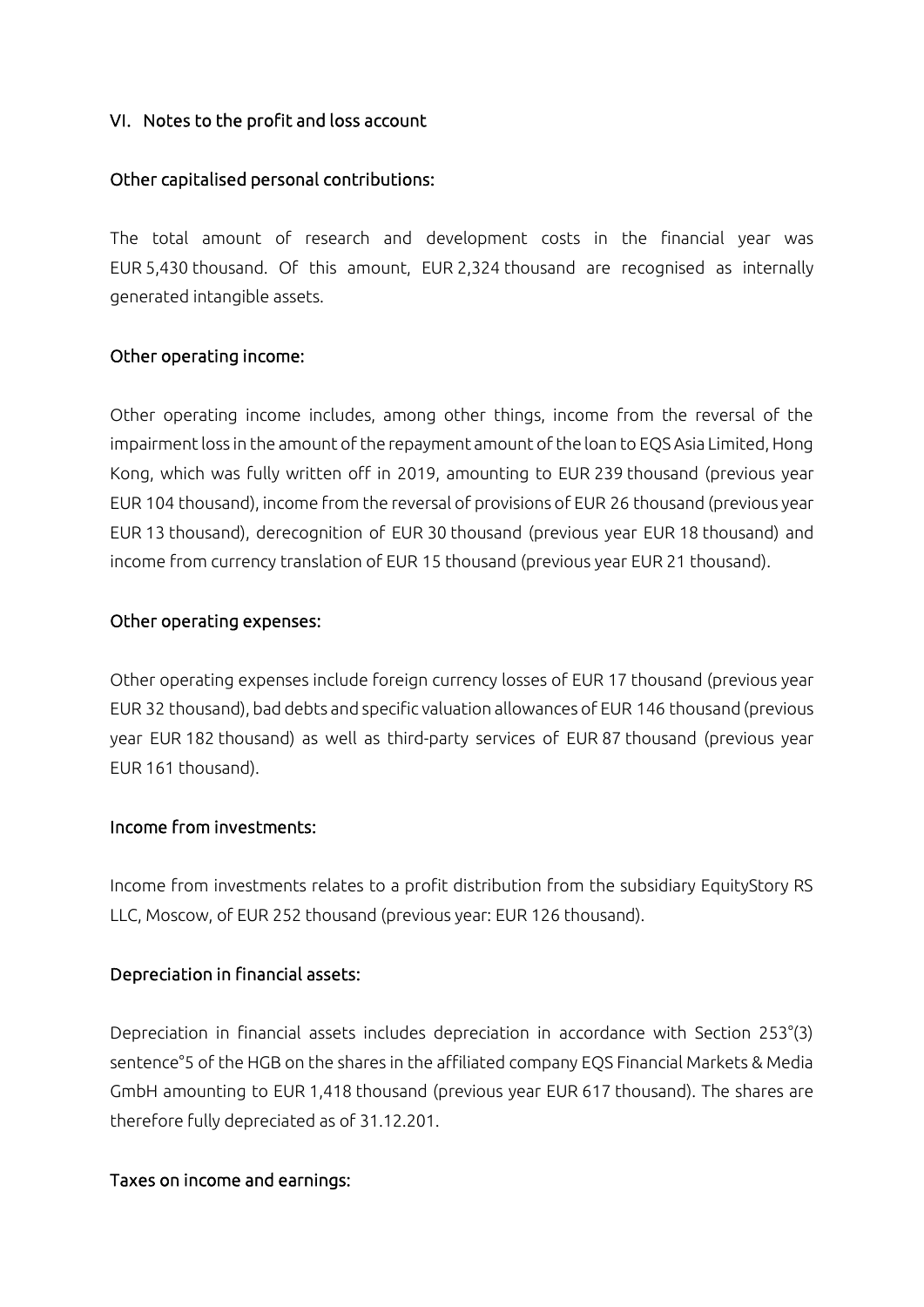## VI. Notes to the profit and loss account

### Other capitalised personal contributions:

The total amount of research and development costs in the financial year was EUR 5,430 thousand. Of this amount, EUR 2,324 thousand are recognised as internally generated intangible assets.

### Other operating income:

Other operating income includes, among other things, income from the reversal of the impairment loss in the amount of the repayment amount of the loan to EQS Asia Limited, Hong Kong, which was fully written off in 2019, amounting to EUR 239 thousand (previous year EUR 104 thousand), income from the reversal of provisions of EUR 26 thousand (previous year EUR 13 thousand), derecognition of EUR 30 thousand (previous year EUR 18 thousand) and income from currency translation of EUR 15 thousand (previous year EUR 21 thousand).

### Other operating expenses:

Other operating expenses include foreign currency losses of EUR 17 thousand (previous year EUR 32 thousand), bad debts and specific valuation allowances of EUR 146 thousand (previous year EUR 182 thousand) as well as third-party services of EUR 87 thousand (previous year EUR 161 thousand).

### Income from investments:

Income from investments relates to a profit distribution from the subsidiary EquityStory RS LLC, Moscow, of EUR 252 thousand (previous year: EUR 126 thousand).

### Depreciation in financial assets:

Depreciation in financial assets includes depreciation in accordance with Section 253°(3) sentence°5 of the HGB on the shares in the affiliated company EQS Financial Markets & Media GmbH amounting to EUR 1,418 thousand (previous year EUR 617 thousand). The shares are therefore fully depreciated as of 31.12.201.

### Taxes on income and earnings: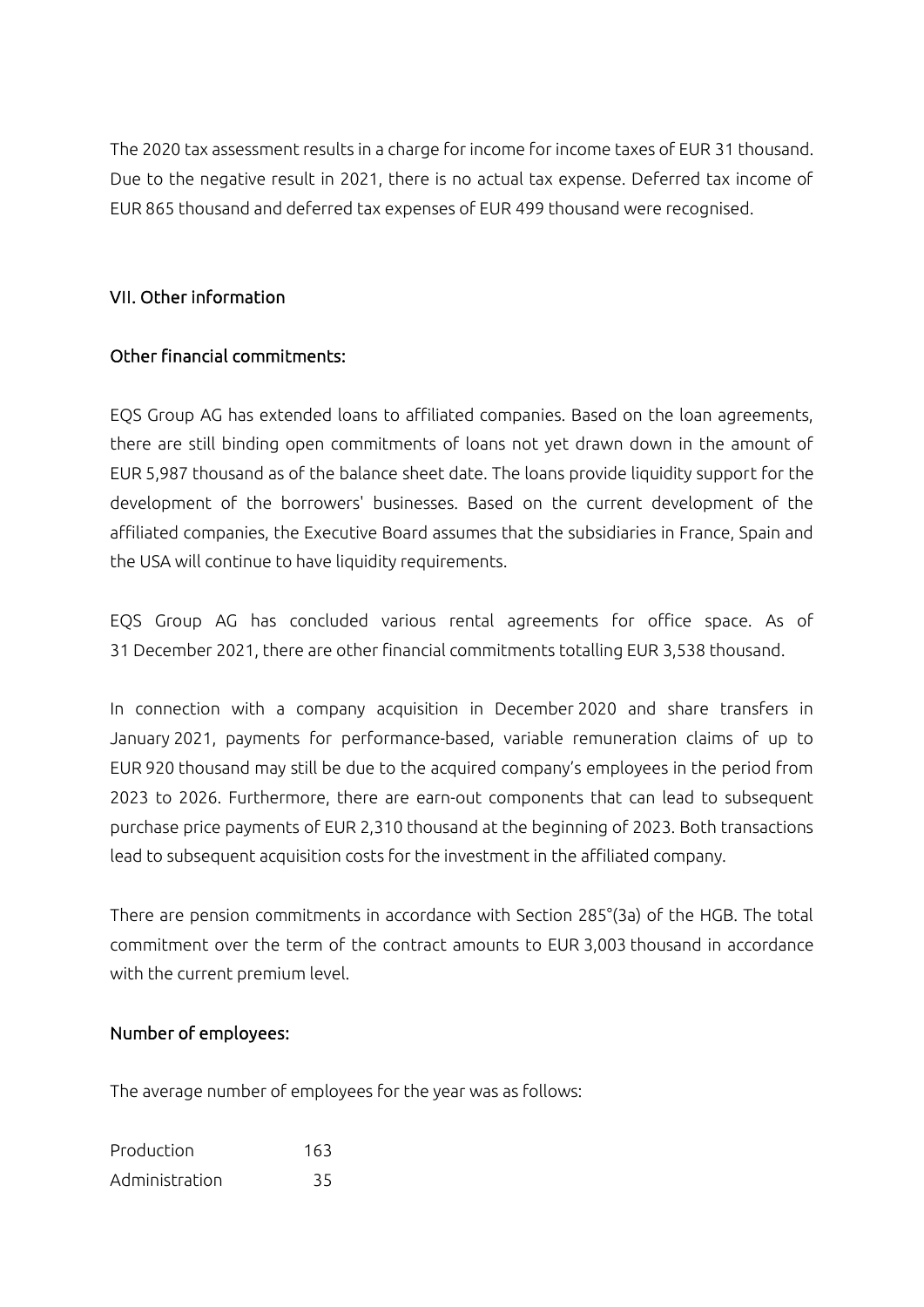The 2020 tax assessment results in a charge for income for income taxes of EUR 31 thousand. Due to the negative result in 2021, there is no actual tax expense. Deferred tax income of EUR 865 thousand and deferred tax expenses of EUR 499 thousand were recognised.

## VII. Other information

### Other financial commitments:

EQS Group AG has extended loans to affiliated companies. Based on the loan agreements, there are still binding open commitments of loans not yet drawn down in the amount of EUR 5,987 thousand as of the balance sheet date. The loans provide liquidity support for the development of the borrowers' businesses. Based on the current development of the affiliated companies, the Executive Board assumes that the subsidiaries in France, Spain and the USA will continue to have liquidity requirements.

EQS Group AG has concluded various rental agreements for office space. As of 31 December 2021, there are other financial commitments totalling EUR 3,538 thousand.

In connection with a company acquisition in December 2020 and share transfers in January 2021, payments for performance-based, variable remuneration claims of up to EUR 920 thousand may still be due to the acquired company's employees in the period from 2023 to 2026. Furthermore, there are earn-out components that can lead to subsequent purchase price payments of EUR 2,310 thousand at the beginning of 2023. Both transactions lead to subsequent acquisition costs for the investment in the affiliated company.

There are pension commitments in accordance with Section 285°(3a) of the HGB. The total commitment over the term of the contract amounts to EUR 3,003 thousand in accordance with the current premium level.

### Number of employees:

The average number of employees for the year was as follows:

| | |
|---|---|
| Production | 163 |
| Administration | 35 |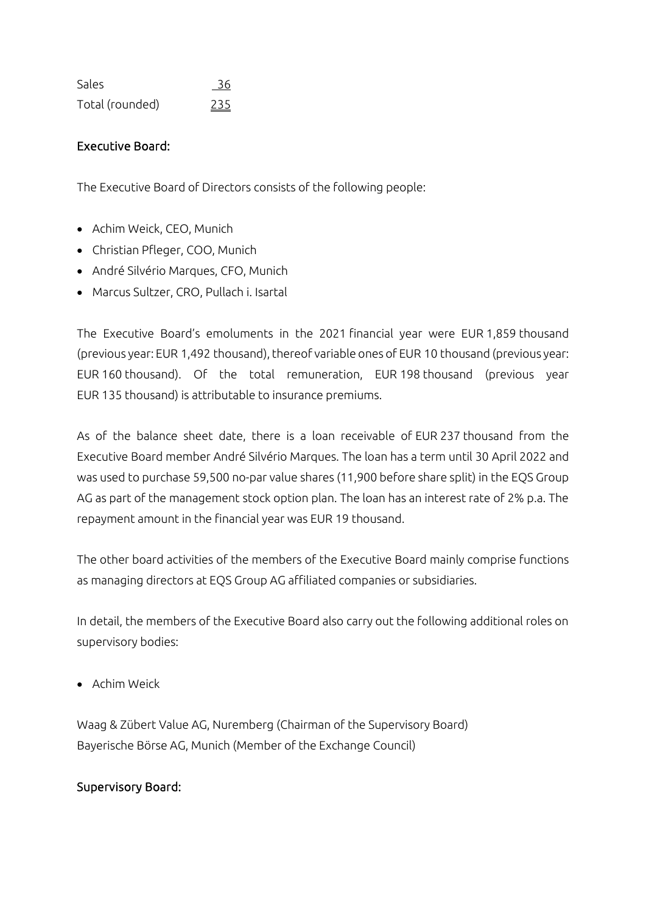| | |
|---|---|
| Sales | 36 |
| Total (rounded) | 235 |

## Executive Board:

The Executive Board of Directors consists of the following people:

- Achim Weick, CEO, Munich
- Christian Pfleger, COO, Munich
- André Silvério Marques, CFO, Munich
- Marcus Sultzer, CRO, Pullach i. Isartal

The Executive Board's emoluments in the 2021 financial year were EUR 1,859 thousand (previous year: EUR 1,492 thousand), thereof variable ones of EUR 10 thousand (previous year: EUR 160 thousand). Of the total remuneration, EUR 198 thousand (previous year EUR 135 thousand) is attributable to insurance premiums.

As of the balance sheet date, there is a loan receivable of EUR 237 thousand from the Executive Board member André Silvério Marques. The loan has a term until 30 April 2022 and was used to purchase 59,500 no-par value shares (11,900 before share split) in the EQS Group AG as part of the management stock option plan. The loan has an interest rate of 2% p.a. The repayment amount in the financial year was EUR 19 thousand.

The other board activities of the members of the Executive Board mainly comprise functions as managing directors at EQS Group AG affiliated companies or subsidiaries.

In detail, the members of the Executive Board also carry out the following additional roles on supervisory bodies:

- Achim Weick

Waag & Zübert Value AG, Nuremberg (Chairman of the Supervisory Board)
Bayerische Börse AG, Munich (Member of the Exchange Council)

## Supervisory Board: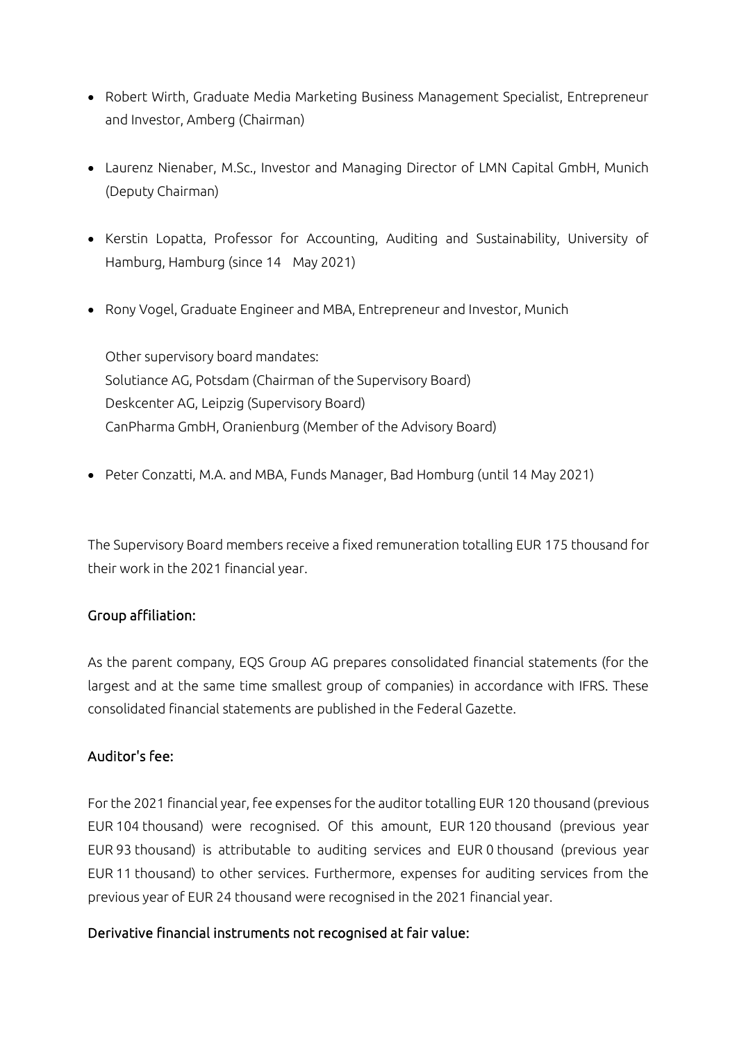- Robert Wirth, Graduate Media Marketing Business Management Specialist, Entrepreneur and Investor, Amberg (Chairman)

- Laurenz Nienaber, M.Sc., Investor and Managing Director of LMN Capital GmbH, Munich (Deputy Chairman)

- Kerstin Lopatta, Professor for Accounting, Auditing and Sustainability, University of Hamburg, Hamburg (since 14 May 2021)

- Rony Vogel, Graduate Engineer and MBA, Entrepreneur and Investor, Munich

  Other supervisory board mandates:
  Solutiance AG, Potsdam (Chairman of the Supervisory Board)
  Deskcenter AG, Leipzig (Supervisory Board)
  CanPharma GmbH, Oranienburg (Member of the Advisory Board)

- Peter Conzatti, M.A. and MBA, Funds Manager, Bad Homburg (until 14 May 2021)

The Supervisory Board members receive a fixed remuneration totalling EUR 175 thousand for their work in the 2021 financial year.

## Group affiliation:

As the parent company, EQS Group AG prepares consolidated financial statements (for the largest and at the same time smallest group of companies) in accordance with IFRS. These consolidated financial statements are published in the Federal Gazette.

## Auditor's fee:

For the 2021 financial year, fee expenses for the auditor totalling EUR 120 thousand (previous EUR 104 thousand) were recognised. Of this amount, EUR 120 thousand (previous year EUR 93 thousand) is attributable to auditing services and EUR 0 thousand (previous year EUR 11 thousand) to other services. Furthermore, expenses for auditing services from the previous year of EUR 24 thousand were recognised in the 2021 financial year.

## Derivative financial instruments not recognised at fair value: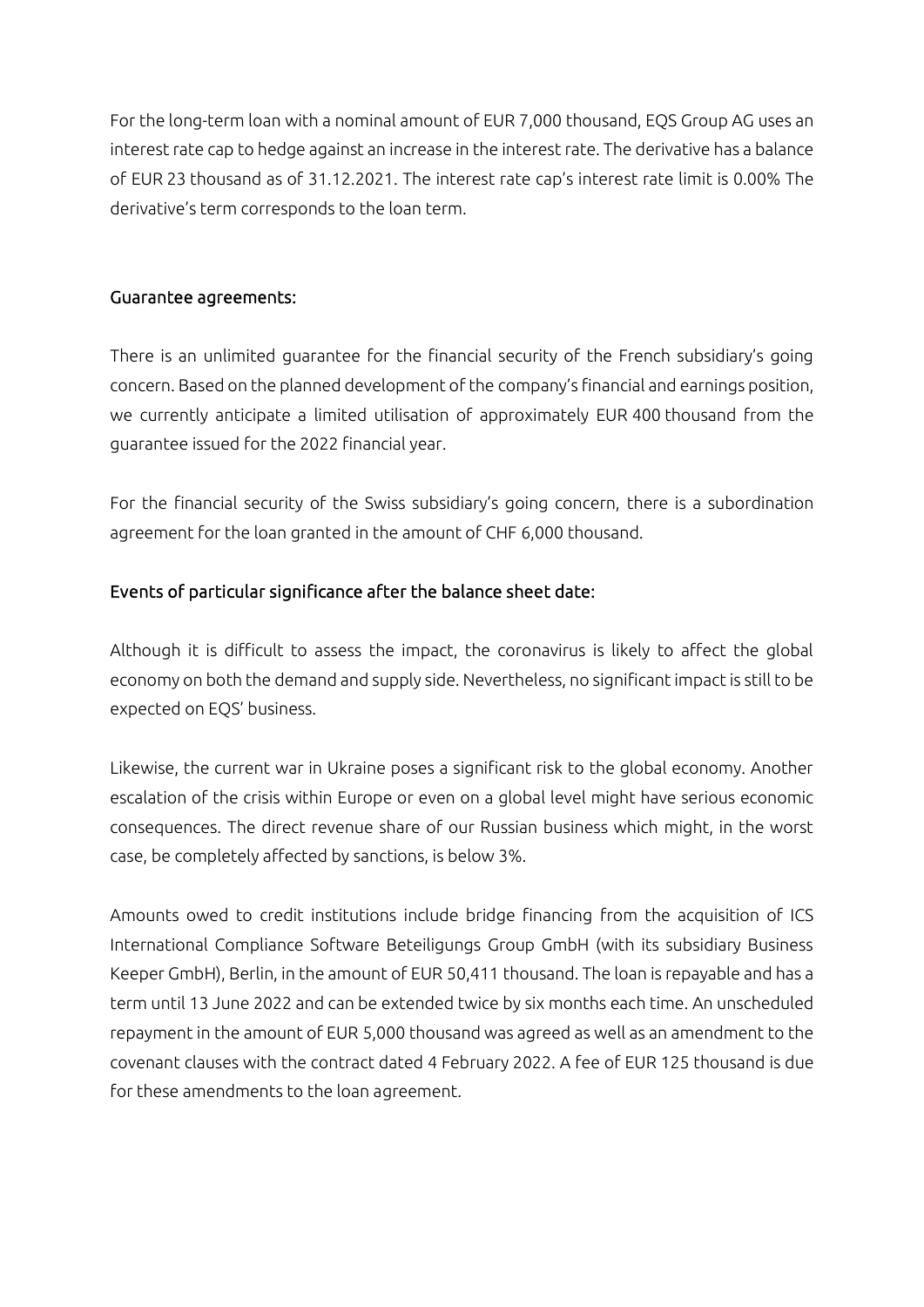For the long-term loan with a nominal amount of EUR 7,000 thousand, EQS Group AG uses an interest rate cap to hedge against an increase in the interest rate. The derivative has a balance of EUR 23 thousand as of 31.12.2021. The interest rate cap's interest rate limit is 0.00% The derivative's term corresponds to the loan term.

### Guarantee agreements:

There is an unlimited guarantee for the financial security of the French subsidiary's going concern. Based on the planned development of the company's financial and earnings position, we currently anticipate a limited utilisation of approximately EUR 400 thousand from the guarantee issued for the 2022 financial year.

For the financial security of the Swiss subsidiary's going concern, there is a subordination agreement for the loan granted in the amount of CHF 6,000 thousand.

### Events of particular significance after the balance sheet date:

Although it is difficult to assess the impact, the coronavirus is likely to affect the global economy on both the demand and supply side. Nevertheless, no significant impact is still to be expected on EQS' business.

Likewise, the current war in Ukraine poses a significant risk to the global economy. Another escalation of the crisis within Europe or even on a global level might have serious economic consequences. The direct revenue share of our Russian business which might, in the worst case, be completely affected by sanctions, is below 3%.

Amounts owed to credit institutions include bridge financing from the acquisition of ICS International Compliance Software Beteiligungs Group GmbH (with its subsidiary Business Keeper GmbH), Berlin, in the amount of EUR 50,411 thousand. The loan is repayable and has a term until 13 June 2022 and can be extended twice by six months each time. An unscheduled repayment in the amount of EUR 5,000 thousand was agreed as well as an amendment to the covenant clauses with the contract dated 4 February 2022. A fee of EUR 125 thousand is due for these amendments to the loan agreement.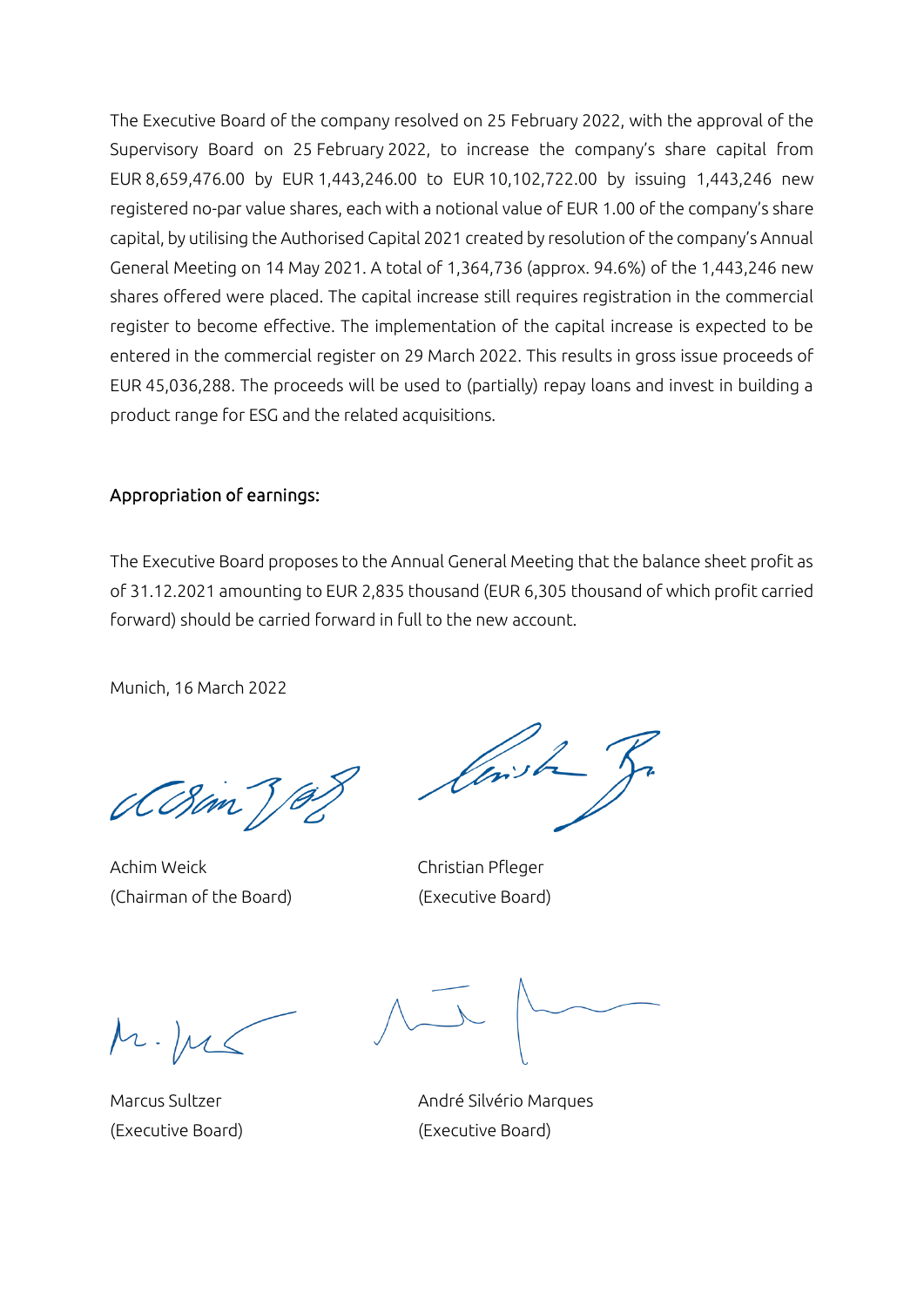The Executive Board of the company resolved on 25 February 2022, with the approval of the Supervisory Board on 25 February 2022, to increase the company's share capital from EUR 8,659,476.00 by EUR 1,443,246.00 to EUR 10,102,722.00 by issuing 1,443,246 new registered no-par value shares, each with a notional value of EUR 1.00 of the company's share capital, by utilising the Authorised Capital 2021 created by resolution of the company's Annual General Meeting on 14 May 2021. A total of 1,364,736 (approx. 94.6%) of the 1,443,246 new shares offered were placed. The capital increase still requires registration in the commercial register to become effective. The implementation of the capital increase is expected to be entered in the commercial register on 29 March 2022. This results in gross issue proceeds of EUR 45,036,288. The proceeds will be used to (partially) repay loans and invest in building a product range for ESG and the related acquisitions.

## Appropriation of earnings:

The Executive Board proposes to the Annual General Meeting that the balance sheet profit as of 31.12.2021 amounting to EUR 2,835 thousand (EUR 6,305 thousand of which profit carried forward) should be carried forward in full to the new account.

Munich, 16 March 2022

Achim Weick
(Chairman of the Board)

Christian Pfleger
(Executive Board)

Marcus Sultzer
(Executive Board)

André Silvério Marques
(Executive Board)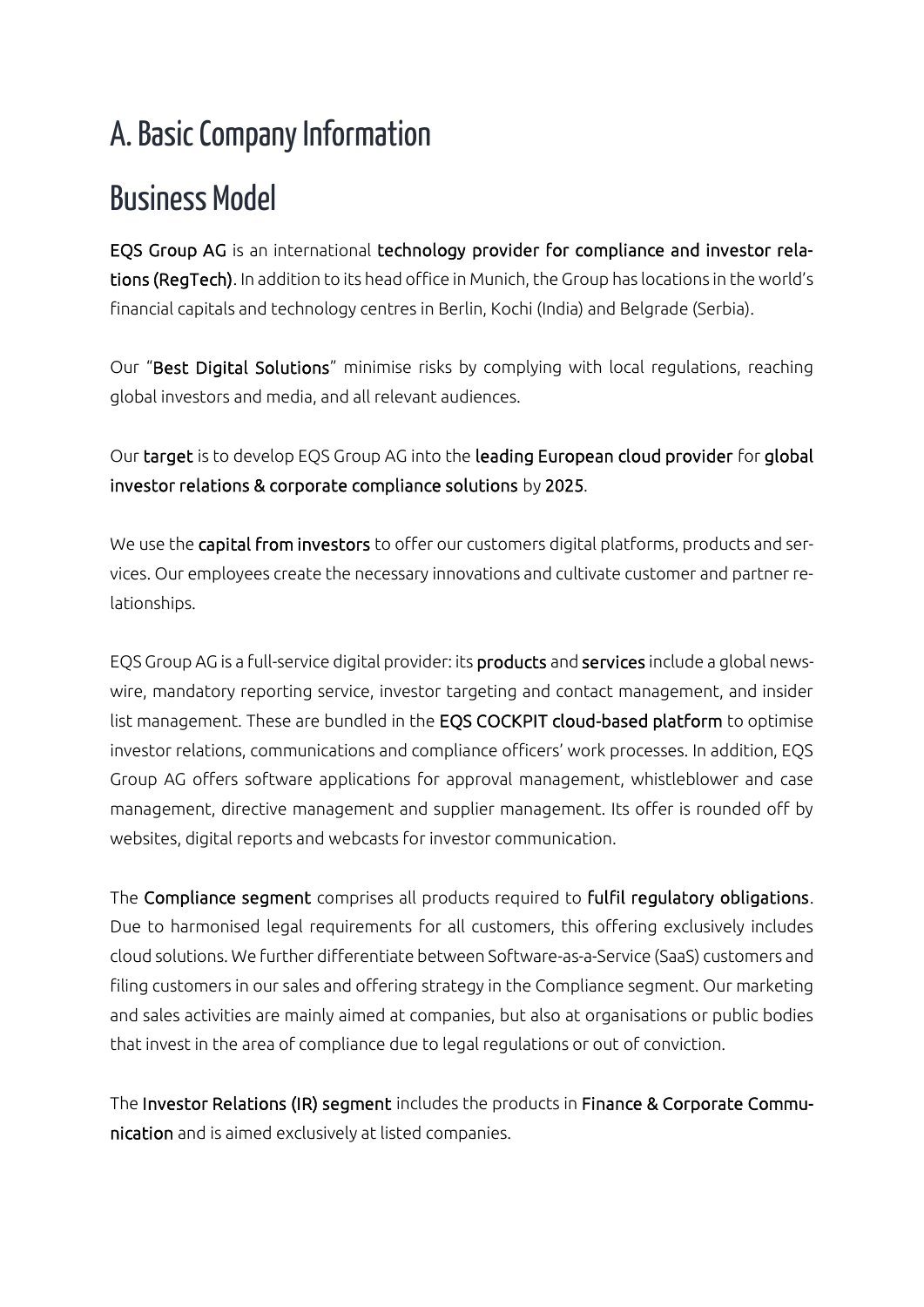# A. Basic Company Information

## Business Model

**EQS Group AG** is an international **technology provider for compliance and investor relations (RegTech)**. In addition to its head office in Munich, the Group has locations in the world's financial capitals and technology centres in Berlin, Kochi (India) and Belgrade (Serbia).

Our "**Best Digital Solutions**" minimise risks by complying with local regulations, reaching global investors and media, and all relevant audiences.

Our **target** is to develop EQS Group AG into the **leading European cloud provider** for **global investor relations & corporate compliance solutions** by **2025**.

We use the **capital from investors** to offer our customers digital platforms, products and services. Our employees create the necessary innovations and cultivate customer and partner relationships.

EQS Group AG is a full-service digital provider: its **products** and **services** include a global newswire, mandatory reporting service, investor targeting and contact management, and insider list management. These are bundled in the **EQS COCKPIT cloud-based platform** to optimise investor relations, communications and compliance officers' work processes. In addition, EQS Group AG offers software applications for approval management, whistleblower and case management, directive management and supplier management. Its offer is rounded off by websites, digital reports and webcasts for investor communication.

The **Compliance segment** comprises all products required to **fulfil regulatory obligations**. Due to harmonised legal requirements for all customers, this offering exclusively includes cloud solutions. We further differentiate between Software-as-a-Service (SaaS) customers and filing customers in our sales and offering strategy in the Compliance segment. Our marketing and sales activities are mainly aimed at companies, but also at organisations or public bodies that invest in the area of compliance due to legal regulations or out of conviction.

The **Investor Relations (IR) segment** includes the products in **Finance & Corporate Communication** and is aimed exclusively at listed companies.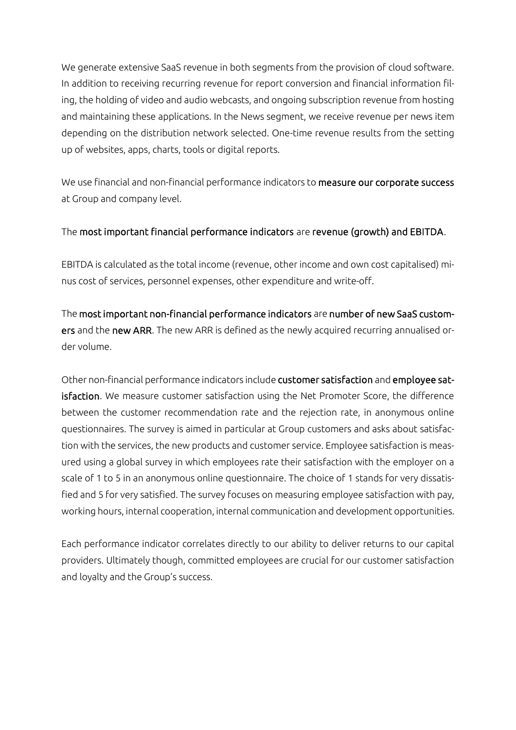We generate extensive SaaS revenue in both segments from the provision of cloud software. In addition to receiving recurring revenue for report conversion and financial information filing, the holding of video and audio webcasts, and ongoing subscription revenue from hosting and maintaining these applications. In the News segment, we receive revenue per news item depending on the distribution network selected. One-time revenue results from the setting up of websites, apps, charts, tools or digital reports.

We use financial and non-financial performance indicators to **measure our corporate success** at Group and company level.

The **most important financial performance indicators** are **revenue (growth) and EBITDA**.

EBITDA is calculated as the total income (revenue, other income and own cost capitalised) minus cost of services, personnel expenses, other expenditure and write-off.

The **most important non-financial performance indicators** are **number of new SaaS customers** and the **new ARR**. The new ARR is defined as the newly acquired recurring annualised order volume.

Other non-financial performance indicators include **customer satisfaction** and **employee satisfaction**. We measure customer satisfaction using the Net Promoter Score, the difference between the customer recommendation rate and the rejection rate, in anonymous online questionnaires. The survey is aimed in particular at Group customers and asks about satisfaction with the services, the new products and customer service. Employee satisfaction is measured using a global survey in which employees rate their satisfaction with the employer on a scale of 1 to 5 in an anonymous online questionnaire. The choice of 1 stands for very dissatisfied and 5 for very satisfied. The survey focuses on measuring employee satisfaction with pay, working hours, internal cooperation, internal communication and development opportunities.

Each performance indicator correlates directly to our ability to deliver returns to our capital providers. Ultimately though, committed employees are crucial for our customer satisfaction and loyalty and the Group's success.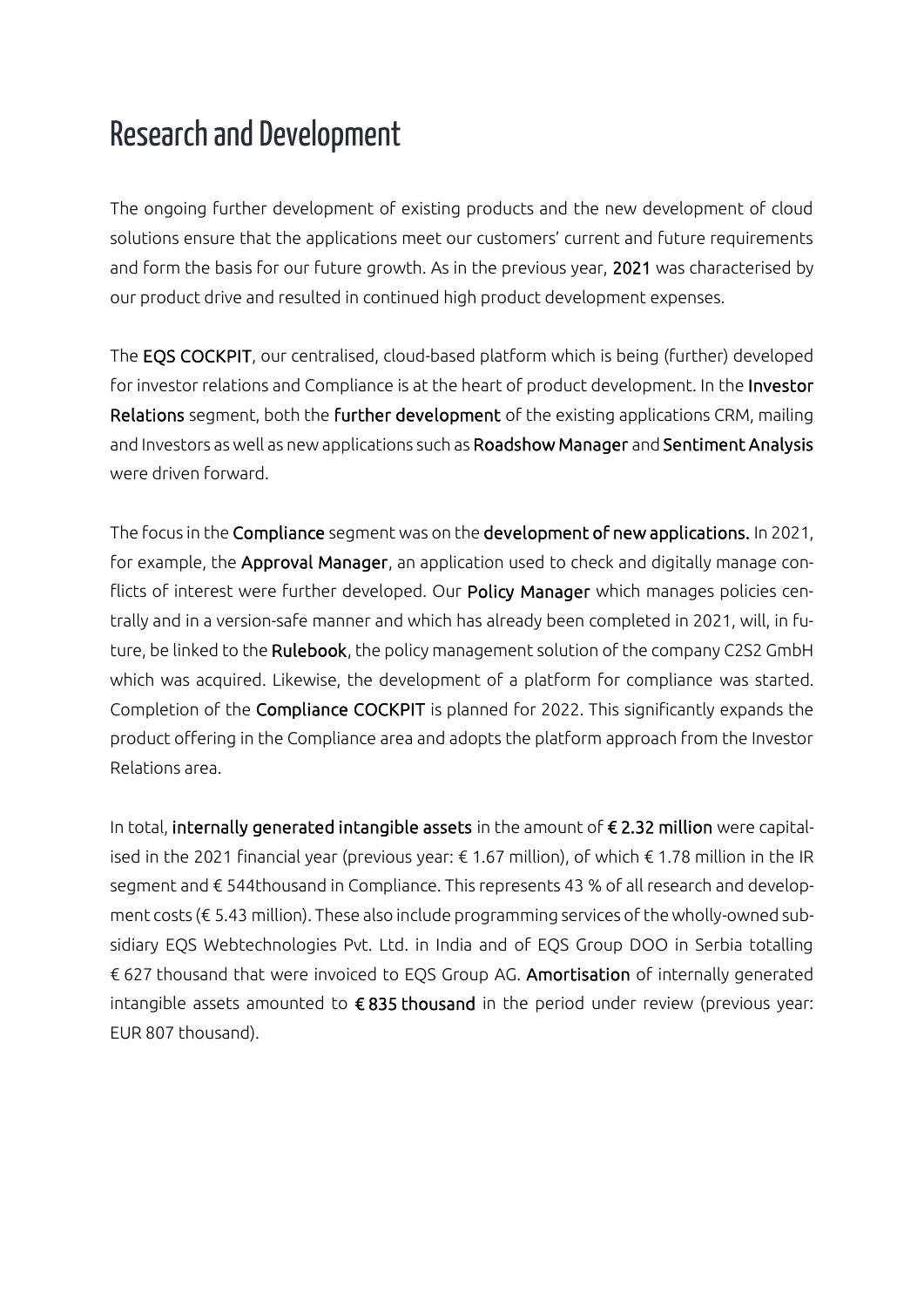# Research and Development

The ongoing further development of existing products and the new development of cloud solutions ensure that the applications meet our customers' current and future requirements and form the basis for our future growth. As in the previous year, **2021** was characterised by our product drive and resulted in continued high product development expenses.

The **EQS COCKPIT**, our centralised, cloud-based platform which is being (further) developed for investor relations and Compliance is at the heart of product development. In the **Investor Relations** segment, both the **further development** of the existing applications CRM, mailing and Investors as well as new applications such as **Roadshow Manager** and **Sentiment Analysis** were driven forward.

The focus in the **Compliance** segment was on the **development of new applications.** In 2021, for example, the **Approval Manager**, an application used to check and digitally manage conflicts of interest were further developed. Our **Policy Manager** which manages policies centrally and in a version-safe manner and which has already been completed in 2021, will, in future, be linked to the **Rulebook**, the policy management solution of the company C2S2 GmbH which was acquired. Likewise, the development of a platform for compliance was started. Completion of the **Compliance COCKPIT** is planned for 2022. This significantly expands the product offering in the Compliance area and adopts the platform approach from the Investor Relations area.

In total, **internally generated intangible assets** in the amount of **€ 2.32 million** were capitalised in the 2021 financial year (previous year: € 1.67 million), of which € 1.78 million in the IR segment and € 544thousand in Compliance. This represents 43 % of all research and development costs (€ 5.43 million). These also include programming services of the wholly-owned subsidiary EQS Webtechnologies Pvt. Ltd. in India and of EQS Group DOO in Serbia totalling € 627 thousand that were invoiced to EQS Group AG. **Amortisation** of internally generated intangible assets amounted to **€ 835 thousand** in the period under review (previous year: EUR 807 thousand).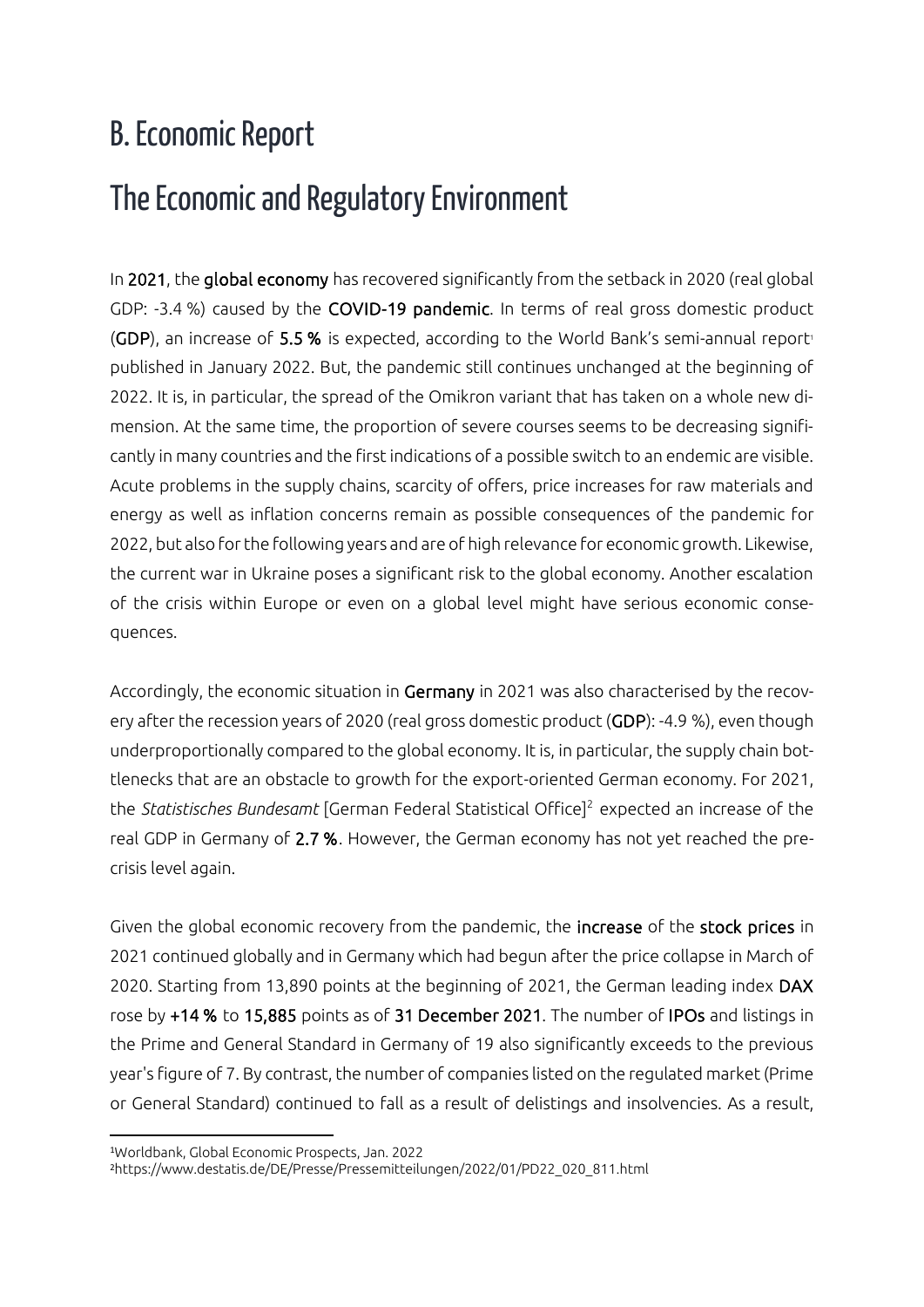# B. Economic Report

## The Economic and Regulatory Environment

In **2021**, the **global economy** has recovered significantly from the setback in 2020 (real global GDP: -3.4 %) caused by the **COVID-19 pandemic**. In terms of real gross domestic product (**GDP**), an increase of **5.5 %** is expected, according to the World Bank's semi-annual report[1] published in January 2022. But, the pandemic still continues unchanged at the beginning of 2022. It is, in particular, the spread of the Omikron variant that has taken on a whole new dimension. At the same time, the proportion of severe courses seems to be decreasing significantly in many countries and the first indications of a possible switch to an endemic are visible. Acute problems in the supply chains, scarcity of offers, price increases for raw materials and energy as well as inflation concerns remain as possible consequences of the pandemic for 2022, but also for the following years and are of high relevance for economic growth. Likewise, the current war in Ukraine poses a significant risk to the global economy. Another escalation of the crisis within Europe or even on a global level might have serious economic consequences.

Accordingly, the economic situation in **Germany** in 2021 was also characterised by the recovery after the recession years of 2020 (real gross domestic product (**GDP**): -4.9 %), even though underproportionally compared to the global economy. It is, in particular, the supply chain bottlenecks that are an obstacle to growth for the export-oriented German economy. For 2021, the *Statistisches Bundesamt* [German Federal Statistical Office][2] expected an increase of the real GDP in Germany of **2.7 %**. However, the German economy has not yet reached the pre-crisis level again.

Given the global economic recovery from the pandemic, the **increase** of the **stock prices** in 2021 continued globally and in Germany which had begun after the price collapse in March of 2020. Starting from 13,890 points at the beginning of 2021, the German leading index **DAX** rose by **+14 %** to **15,885** points as of **31 December 2021**. The number of **IPOs** and listings in the Prime and General Standard in Germany of 19 also significantly exceeds to the previous year's figure of 7. By contrast, the number of companies listed on the regulated market (Prime or General Standard) continued to fall as a result of delistings and insolvencies. As a result,

---

[1]Worldbank, Global Economic Prospects, Jan. 2022

[2]https://www.destatis.de/DE/Presse/Pressemitteilungen/2022/01/PD22_020_811.html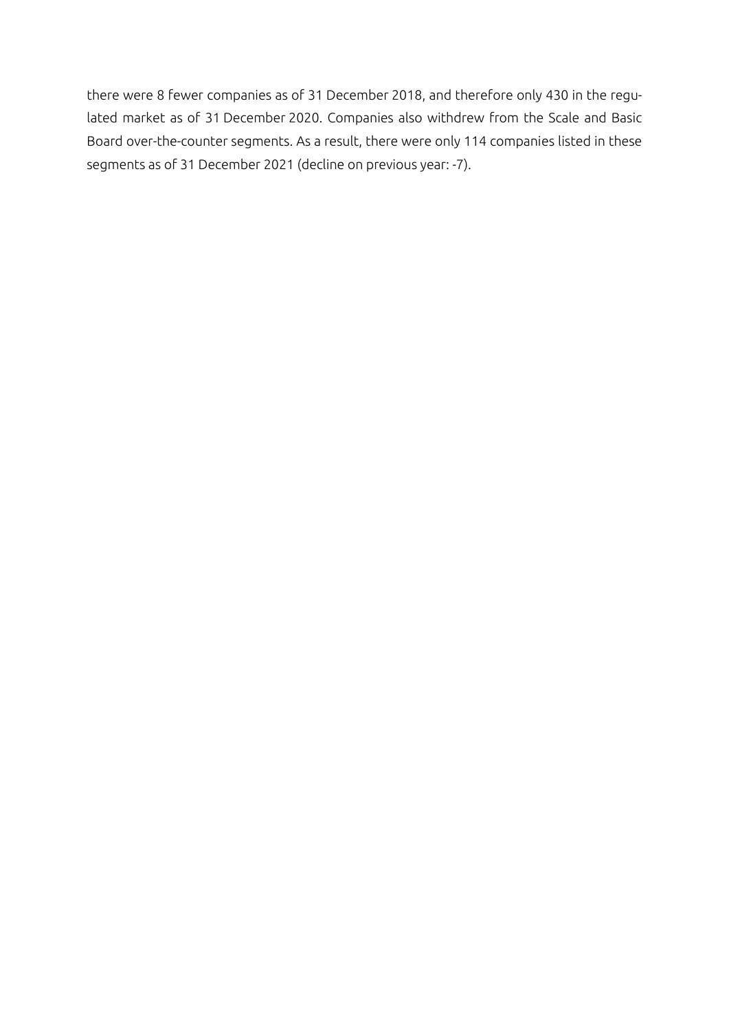there were 8 fewer companies as of 31 December 2018, and therefore only 430 in the regulated market as of 31 December 2020. Companies also withdrew from the Scale and Basic Board over-the-counter segments. As a result, there were only 114 companies listed in these segments as of 31 December 2021 (decline on previous year: -7).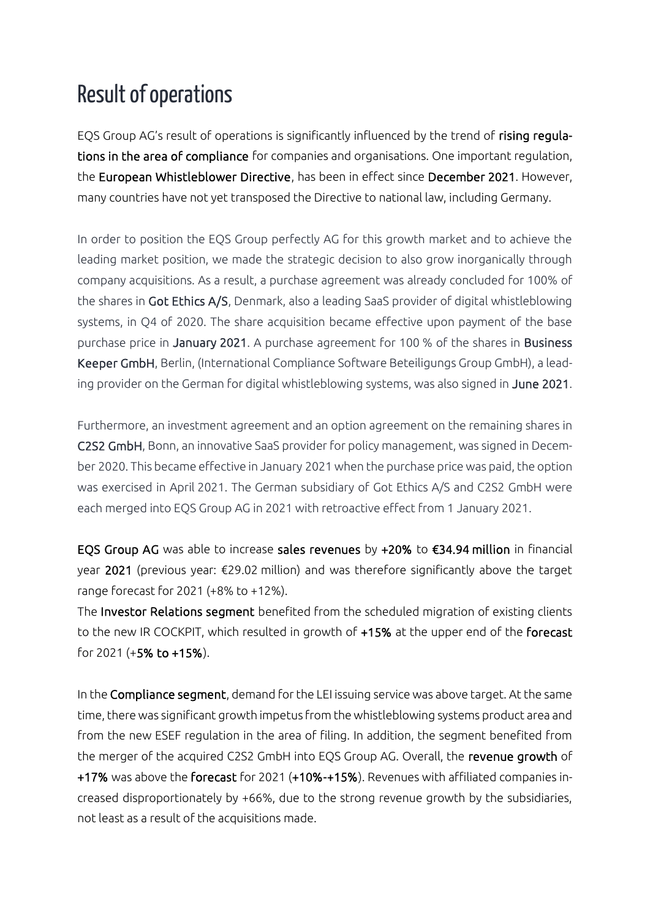# Result of operations

EQS Group AG's result of operations is significantly influenced by the trend of rising regulations in the area of compliance for companies and organisations. One important regulation, the European Whistleblower Directive, has been in effect since December 2021. However, many countries have not yet transposed the Directive to national law, including Germany.

In order to position the EQS Group perfectly AG for this growth market and to achieve the leading market position, we made the strategic decision to also grow inorganically through company acquisitions. As a result, a purchase agreement was already concluded for 100% of the shares in Got Ethics A/S, Denmark, also a leading SaaS provider of digital whistleblowing systems, in Q4 of 2020. The share acquisition became effective upon payment of the base purchase price in January 2021. A purchase agreement for 100 % of the shares in Business Keeper GmbH, Berlin, (International Compliance Software Beteiligungs Group GmbH), a leading provider on the German for digital whistleblowing systems, was also signed in June 2021.

Furthermore, an investment agreement and an option agreement on the remaining shares in C2S2 GmbH, Bonn, an innovative SaaS provider for policy management, was signed in December 2020. This became effective in January 2021 when the purchase price was paid, the option was exercised in April 2021. The German subsidiary of Got Ethics A/S and C2S2 GmbH were each merged into EQS Group AG in 2021 with retroactive effect from 1 January 2021.

EQS Group AG was able to increase sales revenues by +20% to €34.94 million in financial year 2021 (previous year: €29.02 million) and was therefore significantly above the target range forecast for 2021 (+8% to +12%).

The Investor Relations segment benefited from the scheduled migration of existing clients to the new IR COCKPIT, which resulted in growth of +15% at the upper end of the forecast for 2021 (+5% to +15%).

In the Compliance segment, demand for the LEI issuing service was above target. At the same time, there was significant growth impetus from the whistleblowing systems product area and from the new ESEF regulation in the area of filing. In addition, the segment benefited from the merger of the acquired C2S2 GmbH into EQS Group AG. Overall, the revenue growth of +17% was above the forecast for 2021 (+10%-+15%). Revenues with affiliated companies increased disproportionately by +66%, due to the strong revenue growth by the subsidiaries, not least as a result of the acquisitions made.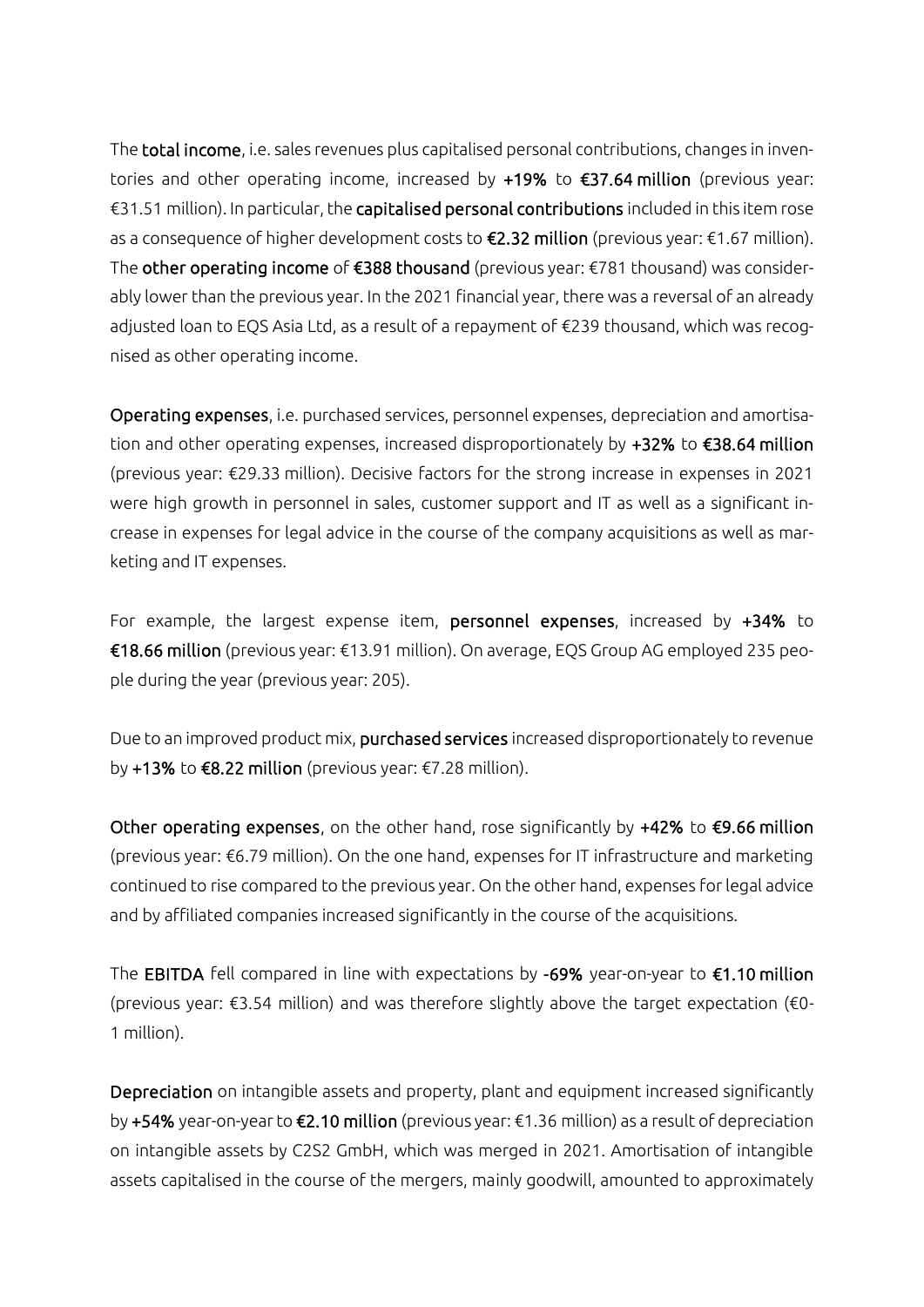The **total income**, i.e. sales revenues plus capitalised personal contributions, changes in inventories and other operating income, increased by **+19%** to **€37.64 million** (previous year: €31.51 million). In particular, the **capitalised personal contributions** included in this item rose as a consequence of higher development costs to **€2.32 million** (previous year: €1.67 million). The **other operating income** of **€388 thousand** (previous year: €781 thousand) was considerably lower than the previous year. In the 2021 financial year, there was a reversal of an already adjusted loan to EQS Asia Ltd, as a result of a repayment of €239 thousand, which was recognised as other operating income.

**Operating expenses**, i.e. purchased services, personnel expenses, depreciation and amortisation and other operating expenses, increased disproportionately by **+32%** to **€38.64 million** (previous year: €29.33 million). Decisive factors for the strong increase in expenses in 2021 were high growth in personnel in sales, customer support and IT as well as a significant increase in expenses for legal advice in the course of the company acquisitions as well as marketing and IT expenses.

For example, the largest expense item, **personnel expenses**, increased by **+34%** to **€18.66 million** (previous year: €13.91 million). On average, EQS Group AG employed 235 people during the year (previous year: 205).

Due to an improved product mix, **purchased services** increased disproportionately to revenue by **+13%** to **€8.22 million** (previous year: €7.28 million).

**Other operating expenses**, on the other hand, rose significantly by **+42%** to **€9.66 million** (previous year: €6.79 million). On the one hand, expenses for IT infrastructure and marketing continued to rise compared to the previous year. On the other hand, expenses for legal advice and by affiliated companies increased significantly in the course of the acquisitions.

The **EBITDA** fell compared in line with expectations by **-69%** year-on-year to **€1.10 million** (previous year: €3.54 million) and was therefore slightly above the target expectation (€0-1 million).

**Depreciation** on intangible assets and property, plant and equipment increased significantly by **+54%** year-on-year to **€2.10 million** (previous year: €1.36 million) as a result of depreciation on intangible assets by C2S2 GmbH, which was merged in 2021. Amortisation of intangible assets capitalised in the course of the mergers, mainly goodwill, amounted to approximately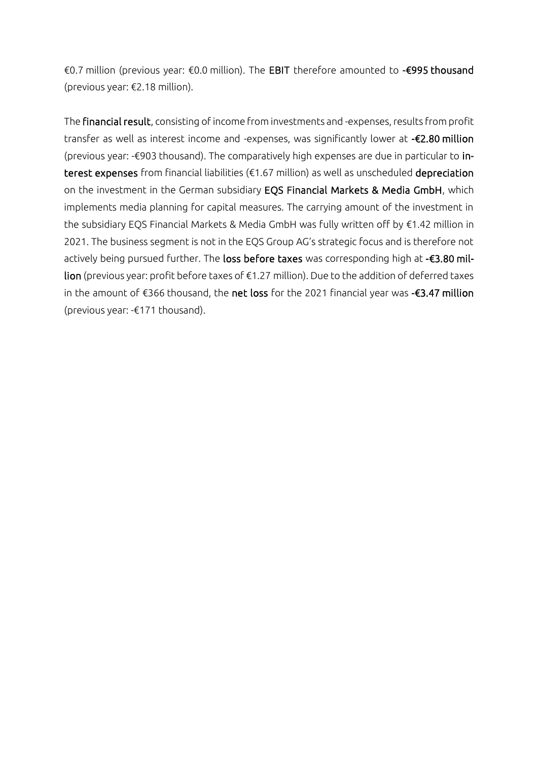€0.7 million (previous year: €0.0 million). The **EBIT** therefore amounted to **-€995 thousand** (previous year: €2.18 million).

The **financial result**, consisting of income from investments and -expenses, results from profit transfer as well as interest income and -expenses, was significantly lower at **-€2.80 million** (previous year: -€903 thousand). The comparatively high expenses are due in particular to **interest expenses** from financial liabilities (€1.67 million) as well as unscheduled **depreciation** on the investment in the German subsidiary **EQS Financial Markets & Media GmbH**, which implements media planning for capital measures. The carrying amount of the investment in the subsidiary EQS Financial Markets & Media GmbH was fully written off by €1.42 million in 2021. The business segment is not in the EQS Group AG's strategic focus and is therefore not actively being pursued further. The **loss before taxes** was corresponding high at **-€3.80 million** (previous year: profit before taxes of €1.27 million). Due to the addition of deferred taxes in the amount of €366 thousand, the **net loss** for the 2021 financial year was **-€3.47 million** (previous year: -€171 thousand).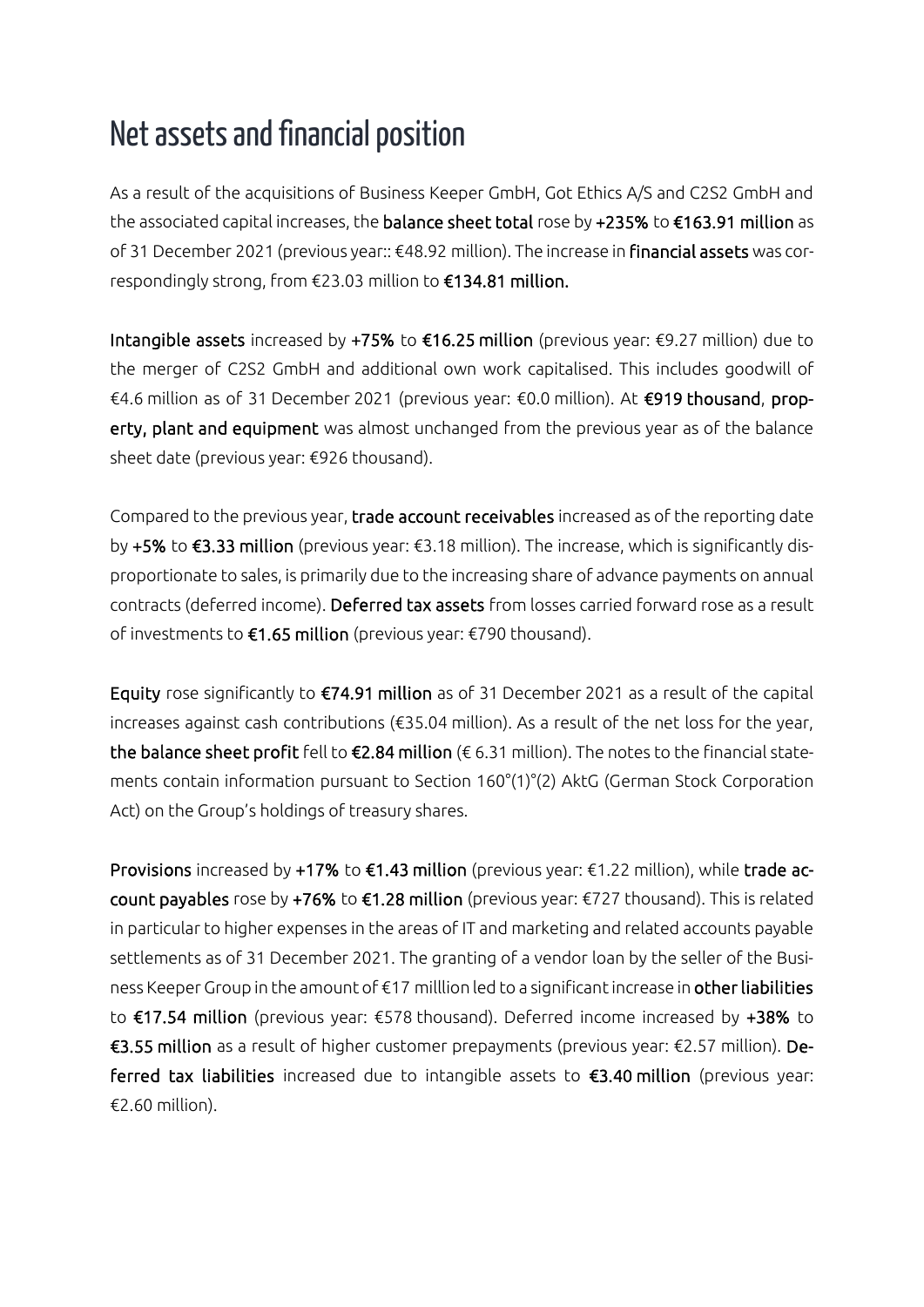# Net assets and financial position

As a result of the acquisitions of Business Keeper GmbH, Got Ethics A/S and C2S2 GmbH and the associated capital increases, the **balance sheet total** rose by **+235%** to **€163.91 million** as of 31 December 2021 (previous year:: €48.92 million). The increase in **financial assets** was correspondingly strong, from €23.03 million to **€134.81 million.**

**Intangible assets** increased by **+75%** to **€16.25 million** (previous year: €9.27 million) due to the merger of C2S2 GmbH and additional own work capitalised. This includes goodwill of €4.6 million as of 31 December 2021 (previous year: €0.0 million). At **€919 thousand**, **property, plant and equipment** was almost unchanged from the previous year as of the balance sheet date (previous year: €926 thousand).

Compared to the previous year, **trade account receivables** increased as of the reporting date by **+5%** to **€3.33 million** (previous year: €3.18 million). The increase, which is significantly disproportionate to sales, is primarily due to the increasing share of advance payments on annual contracts (deferred income). **Deferred tax assets** from losses carried forward rose as a result of investments to **€1.65 million** (previous year: €790 thousand).

**Equity** rose significantly to **€74.91 million** as of 31 December 2021 as a result of the capital increases against cash contributions (€35.04 million). As a result of the net loss for the year, **the balance sheet profit** fell to **€2.84 million** (€ 6.31 million). The notes to the financial statements contain information pursuant to Section 160°(1)°(2) AktG (German Stock Corporation Act) on the Group's holdings of treasury shares.

**Provisions** increased by **+17%** to **€1.43 million** (previous year: €1.22 million), while **trade account payables** rose by **+76%** to **€1.28 million** (previous year: €727 thousand). This is related in particular to higher expenses in the areas of IT and marketing and related accounts payable settlements as of 31 December 2021. The granting of a vendor loan by the seller of the Business Keeper Group in the amount of €17 milllion led to a significant increase in **other liabilities** to **€17.54 million** (previous year: €578 thousand). Deferred income increased by **+38%** to **€3.55 million** as a result of higher customer prepayments (previous year: €2.57 million). **Deferred tax liabilities** increased due to intangible assets to **€3.40 million** (previous year: €2.60 million).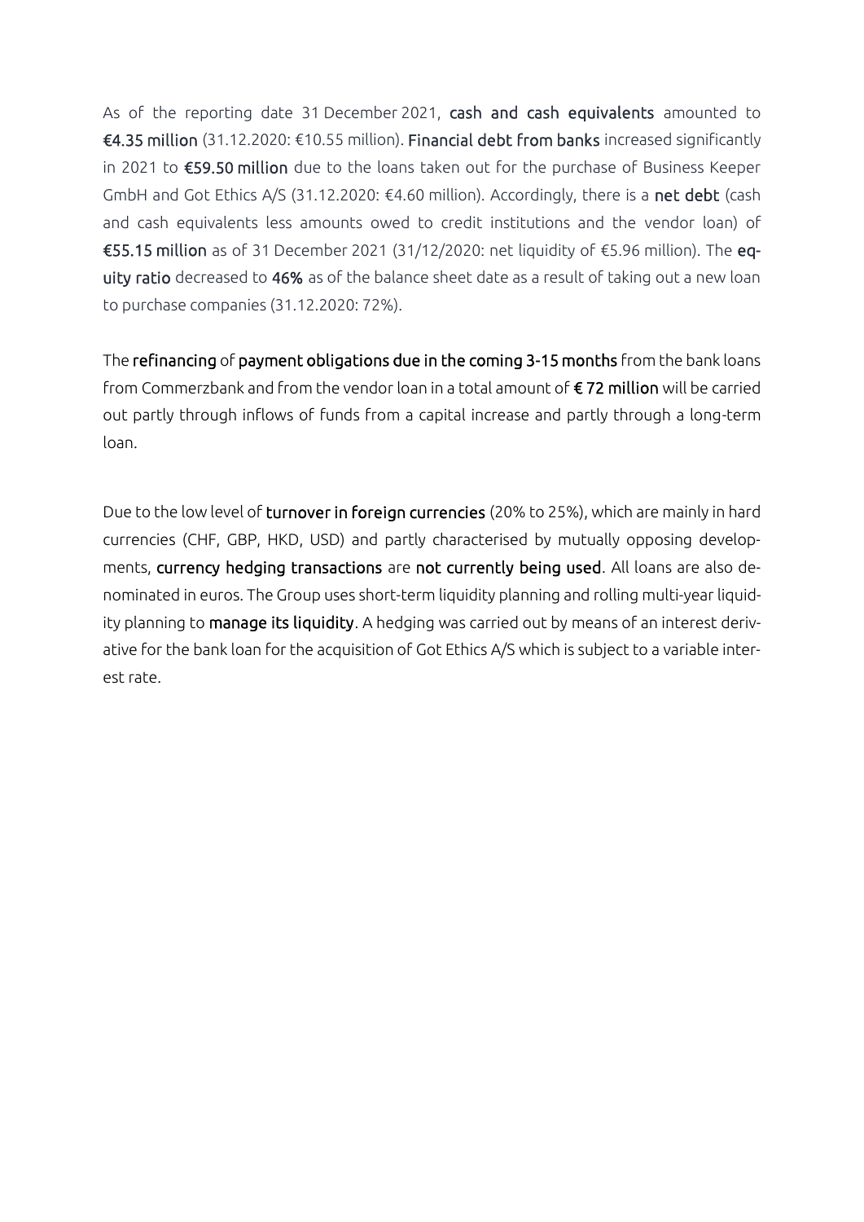As of the reporting date 31 December 2021, **cash and cash equivalents** amounted to **€4.35 million** (31.12.2020: €10.55 million). **Financial debt from banks** increased significantly in 2021 to **€59.50 million** due to the loans taken out for the purchase of Business Keeper GmbH and Got Ethics A/S (31.12.2020: €4.60 million). Accordingly, there is a **net debt** (cash and cash equivalents less amounts owed to credit institutions and the vendor loan) of **€55.15 million** as of 31 December 2021 (31/12/2020: net liquidity of €5.96 million). The **equity ratio** decreased to **46%** as of the balance sheet date as a result of taking out a new loan to purchase companies (31.12.2020: 72%).

The **refinancing** of **payment obligations due in the coming 3-15 months** from the bank loans from Commerzbank and from the vendor loan in a total amount of **€ 72 million** will be carried out partly through inflows of funds from a capital increase and partly through a long-term loan.

Due to the low level of **turnover in foreign currencies** (20% to 25%), which are mainly in hard currencies (CHF, GBP, HKD, USD) and partly characterised by mutually opposing developments, **currency hedging transactions** are **not currently being used**. All loans are also denominated in euros. The Group uses short-term liquidity planning and rolling multi-year liquidity planning to **manage its liquidity**. A hedging was carried out by means of an interest derivative for the bank loan for the acquisition of Got Ethics A/S which is subject to a variable interest rate.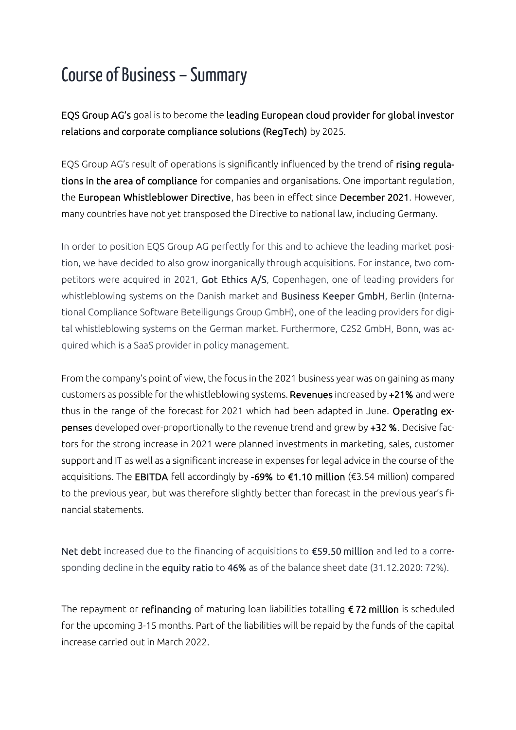# Course of Business – Summary

EQS Group AG's goal is to become the leading European cloud provider for global investor relations and corporate compliance solutions (RegTech) by 2025.

EQS Group AG's result of operations is significantly influenced by the trend of rising regulations in the area of compliance for companies and organisations. One important regulation, the European Whistleblower Directive, has been in effect since December 2021. However, many countries have not yet transposed the Directive to national law, including Germany.

In order to position EQS Group AG perfectly for this and to achieve the leading market position, we have decided to also grow inorganically through acquisitions. For instance, two competitors were acquired in 2021, Got Ethics A/S, Copenhagen, one of leading providers for whistleblowing systems on the Danish market and Business Keeper GmbH, Berlin (International Compliance Software Beteiligungs Group GmbH), one of the leading providers for digital whistleblowing systems on the German market. Furthermore, C2S2 GmbH, Bonn, was acquired which is a SaaS provider in policy management.

From the company's point of view, the focus in the 2021 business year was on gaining as many customers as possible for the whistleblowing systems. Revenues increased by +21% and were thus in the range of the forecast for 2021 which had been adapted in June. Operating expenses developed over-proportionally to the revenue trend and grew by +32 %. Decisive factors for the strong increase in 2021 were planned investments in marketing, sales, customer support and IT as well as a significant increase in expenses for legal advice in the course of the acquisitions. The EBITDA fell accordingly by -69% to €1.10 million (€3.54 million) compared to the previous year, but was therefore slightly better than forecast in the previous year's financial statements.

Net debt increased due to the financing of acquisitions to €59.50 million and led to a corresponding decline in the equity ratio to 46% as of the balance sheet date (31.12.2020: 72%).

The repayment or refinancing of maturing loan liabilities totalling € 72 million is scheduled for the upcoming 3-15 months. Part of the liabilities will be repaid by the funds of the capital increase carried out in March 2022.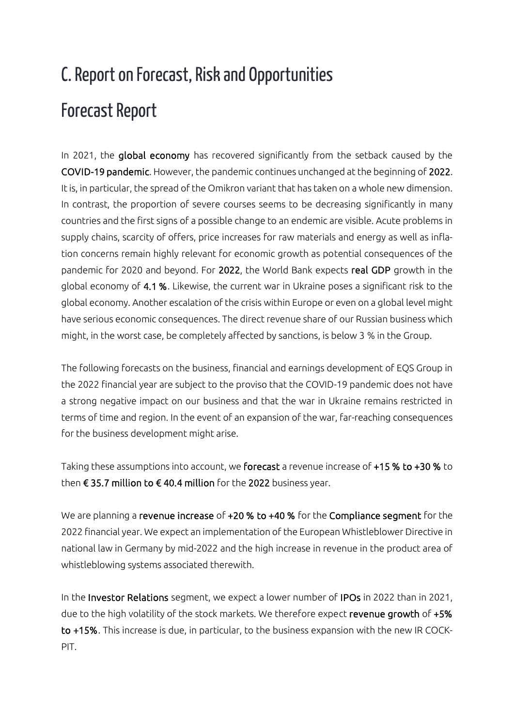# C. Report on Forecast, Risk and Opportunities

## Forecast Report

In 2021, the **global economy** has recovered significantly from the setback caused by the **COVID-19 pandemic**. However, the pandemic continues unchanged at the beginning of **2022**. It is, in particular, the spread of the Omikron variant that has taken on a whole new dimension. In contrast, the proportion of severe courses seems to be decreasing significantly in many countries and the first signs of a possible change to an endemic are visible. Acute problems in supply chains, scarcity of offers, price increases for raw materials and energy as well as inflation concerns remain highly relevant for economic growth as potential consequences of the pandemic for 2020 and beyond. For **2022**, the World Bank expects **real GDP** growth in the global economy of **4.1 %**. Likewise, the current war in Ukraine poses a significant risk to the global economy. Another escalation of the crisis within Europe or even on a global level might have serious economic consequences. The direct revenue share of our Russian business which might, in the worst case, be completely affected by sanctions, is below 3 % in the Group.

The following forecasts on the business, financial and earnings development of EQS Group in the 2022 financial year are subject to the proviso that the COVID-19 pandemic does not have a strong negative impact on our business and that the war in Ukraine remains restricted in terms of time and region. In the event of an expansion of the war, far-reaching consequences for the business development might arise.

Taking these assumptions into account, we **forecast** a revenue increase of **+15 % to +30 %** to then **€ 35.7 million to € 40.4 million** for the **2022** business year.

We are planning a **revenue increase** of **+20 % to +40 %** for the **Compliance segment** for the 2022 financial year. We expect an implementation of the European Whistleblower Directive in national law in Germany by mid-2022 and the high increase in revenue in the product area of whistleblowing systems associated therewith.

In the **Investor Relations** segment, we expect a lower number of **IPOs** in 2022 than in 2021, due to the high volatility of the stock markets. We therefore expect **revenue growth** of **+5% to +15%**. This increase is due, in particular, to the business expansion with the new IR COCKPIT.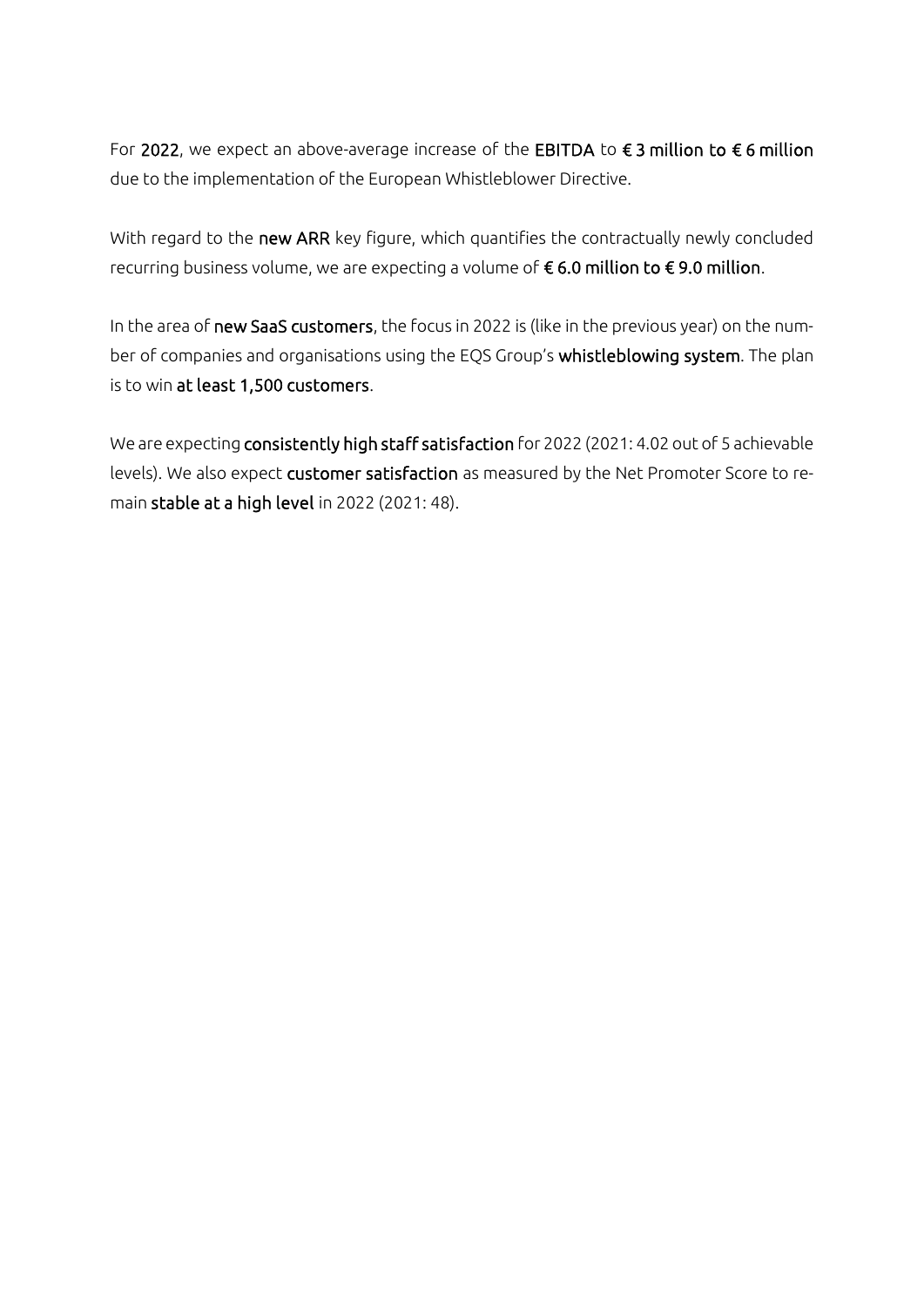For **2022**, we expect an above-average increase of the **EBITDA** to **€ 3 million to € 6 million** due to the implementation of the European Whistleblower Directive.

With regard to the **new ARR** key figure, which quantifies the contractually newly concluded recurring business volume, we are expecting a volume of **€ 6.0 million to € 9.0 million**.

In the area of **new SaaS customers**, the focus in 2022 is (like in the previous year) on the number of companies and organisations using the EQS Group's **whistleblowing system**. The plan is to win **at least 1,500 customers**.

We are expecting **consistently high staff satisfaction** for 2022 (2021: 4.02 out of 5 achievable levels). We also expect **customer satisfaction** as measured by the Net Promoter Score to remain **stable at a high level** in 2022 (2021: 48).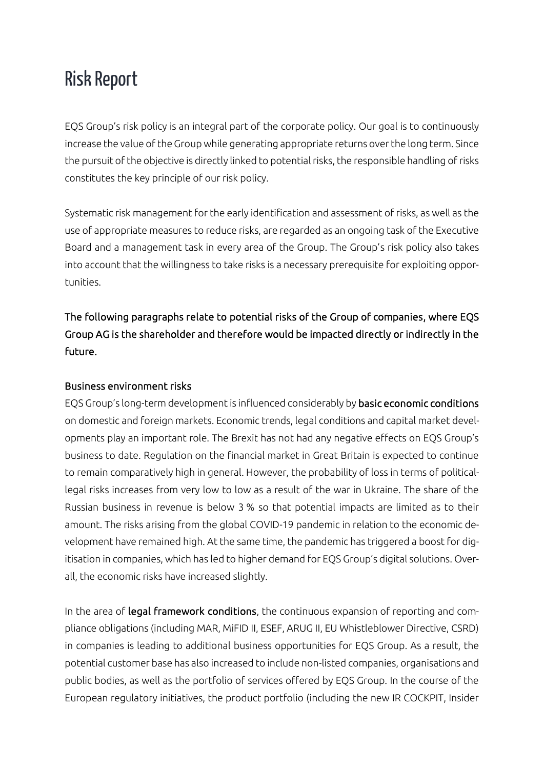# Risk Report

EQS Group's risk policy is an integral part of the corporate policy. Our goal is to continuously increase the value of the Group while generating appropriate returns over the long term. Since the pursuit of the objective is directly linked to potential risks, the responsible handling of risks constitutes the key principle of our risk policy.

Systematic risk management for the early identification and assessment of risks, as well as the use of appropriate measures to reduce risks, are regarded as an ongoing task of the Executive Board and a management task in every area of the Group. The Group's risk policy also takes into account that the willingness to take risks is a necessary prerequisite for exploiting opportunities.

**The following paragraphs relate to potential risks of the Group of companies, where EQS Group AG is the shareholder and therefore would be impacted directly or indirectly in the future.**

**Business environment risks**

EQS Group's long-term development is influenced considerably by **basic economic conditions** on domestic and foreign markets. Economic trends, legal conditions and capital market developments play an important role. The Brexit has not had any negative effects on EQS Group's business to date. Regulation on the financial market in Great Britain is expected to continue to remain comparatively high in general. However, the probability of loss in terms of political-legal risks increases from very low to low as a result of the war in Ukraine. The share of the Russian business in revenue is below 3 % so that potential impacts are limited as to their amount. The risks arising from the global COVID-19 pandemic in relation to the economic development have remained high. At the same time, the pandemic has triggered a boost for digitisation in companies, which has led to higher demand for EQS Group's digital solutions. Overall, the economic risks have increased slightly.

In the area of **legal framework conditions**, the continuous expansion of reporting and compliance obligations (including MAR, MiFID II, ESEF, ARUG II, EU Whistleblower Directive, CSRD) in companies is leading to additional business opportunities for EQS Group. As a result, the potential customer base has also increased to include non-listed companies, organisations and public bodies, as well as the portfolio of services offered by EQS Group. In the course of the European regulatory initiatives, the product portfolio (including the new IR COCKPIT, Insider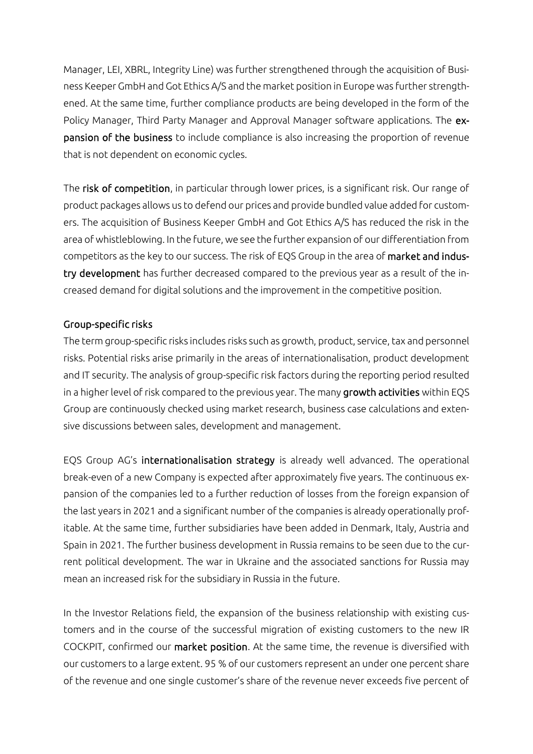Manager, LEI, XBRL, Integrity Line) was further strengthened through the acquisition of Business Keeper GmbH and Got Ethics A/S and the market position in Europe was further strengthened. At the same time, further compliance products are being developed in the form of the Policy Manager, Third Party Manager and Approval Manager software applications. The **expansion of the business** to include compliance is also increasing the proportion of revenue that is not dependent on economic cycles.

The **risk of competition**, in particular through lower prices, is a significant risk. Our range of product packages allows us to defend our prices and provide bundled value added for customers. The acquisition of Business Keeper GmbH and Got Ethics A/S has reduced the risk in the area of whistleblowing. In the future, we see the further expansion of our differentiation from competitors as the key to our success. The risk of EQS Group in the area of **market and industry development** has further decreased compared to the previous year as a result of the increased demand for digital solutions and the improvement in the competitive position.

### Group-specific risks

The term group-specific risks includes risks such as growth, product, service, tax and personnel risks. Potential risks arise primarily in the areas of internationalisation, product development and IT security. The analysis of group-specific risk factors during the reporting period resulted in a higher level of risk compared to the previous year. The many **growth activities** within EQS Group are continuously checked using market research, business case calculations and extensive discussions between sales, development and management.

EQS Group AG's **internationalisation strategy** is already well advanced. The operational break-even of a new Company is expected after approximately five years. The continuous expansion of the companies led to a further reduction of losses from the foreign expansion of the last years in 2021 and a significant number of the companies is already operationally profitable. At the same time, further subsidiaries have been added in Denmark, Italy, Austria and Spain in 2021. The further business development in Russia remains to be seen due to the current political development. The war in Ukraine and the associated sanctions for Russia may mean an increased risk for the subsidiary in Russia in the future.

In the Investor Relations field, the expansion of the business relationship with existing customers and in the course of the successful migration of existing customers to the new IR COCKPIT, confirmed our **market position**. At the same time, the revenue is diversified with our customers to a large extent. 95 % of our customers represent an under one percent share of the revenue and one single customer's share of the revenue never exceeds five percent of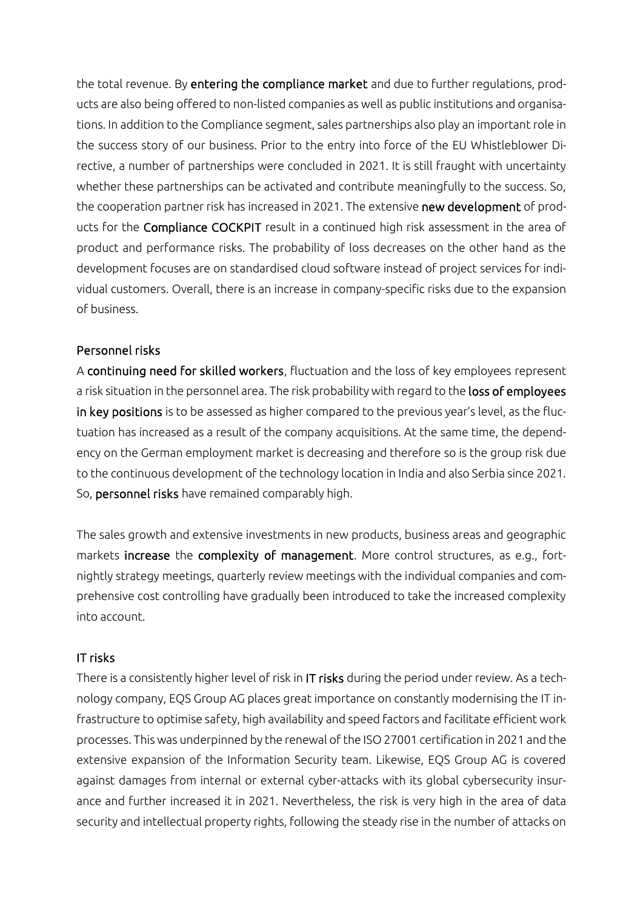the total revenue. By **entering the compliance market** and due to further regulations, products are also being offered to non-listed companies as well as public institutions and organisations. In addition to the Compliance segment, sales partnerships also play an important role in the success story of our business. Prior to the entry into force of the EU Whistleblower Directive, a number of partnerships were concluded in 2021. It is still fraught with uncertainty whether these partnerships can be activated and contribute meaningfully to the success. So, the cooperation partner risk has increased in 2021. The extensive **new development** of products for the **Compliance COCKPIT** result in a continued high risk assessment in the area of product and performance risks. The probability of loss decreases on the other hand as the development focuses are on standardised cloud software instead of project services for individual customers. Overall, there is an increase in company-specific risks due to the expansion of business.

## Personnel risks

A **continuing need for skilled workers**, fluctuation and the loss of key employees represent a risk situation in the personnel area. The risk probability with regard to the **loss of employees in key positions** is to be assessed as higher compared to the previous year's level, as the fluctuation has increased as a result of the company acquisitions. At the same time, the dependency on the German employment market is decreasing and therefore so is the group risk due to the continuous development of the technology location in India and also Serbia since 2021. So, **personnel risks** have remained comparably high.

The sales growth and extensive investments in new products, business areas and geographic markets **increase** the **complexity of management**. More control structures, as e.g., fortnightly strategy meetings, quarterly review meetings with the individual companies and comprehensive cost controlling have gradually been introduced to take the increased complexity into account.

## IT risks

There is a consistently higher level of risk in **IT risks** during the period under review. As a technology company, EQS Group AG places great importance on constantly modernising the IT infrastructure to optimise safety, high availability and speed factors and facilitate efficient work processes. This was underpinned by the renewal of the ISO 27001 certification in 2021 and the extensive expansion of the Information Security team. Likewise, EQS Group AG is covered against damages from internal or external cyber-attacks with its global cybersecurity insurance and further increased it in 2021. Nevertheless, the risk is very high in the area of data security and intellectual property rights, following the steady rise in the number of attacks on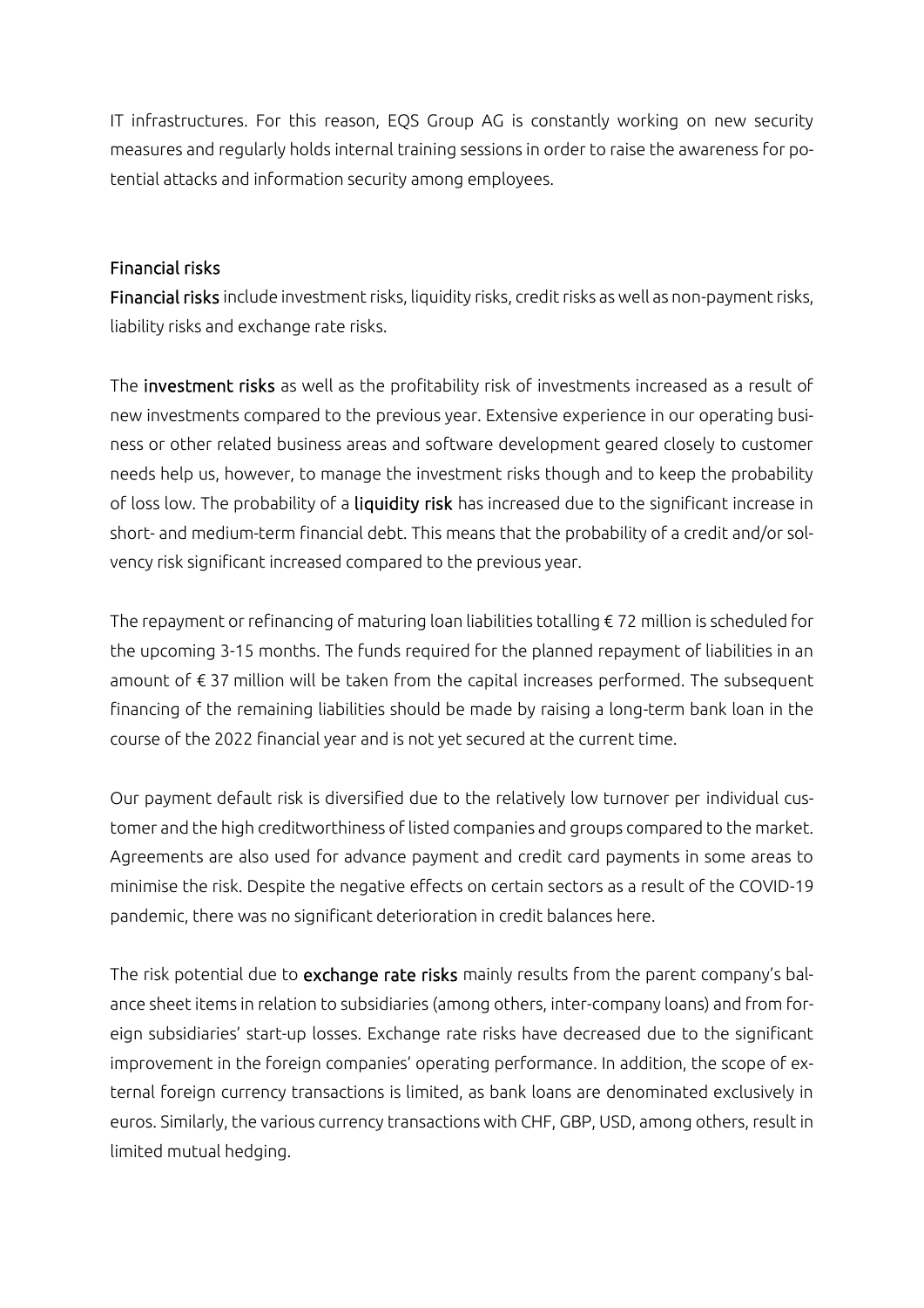IT infrastructures. For this reason, EQS Group AG is constantly working on new security measures and regularly holds internal training sessions in order to raise the awareness for potential attacks and information security among employees.

### Financial risks

**Financial risks** include investment risks, liquidity risks, credit risks as well as non-payment risks, liability risks and exchange rate risks.

The **investment risks** as well as the profitability risk of investments increased as a result of new investments compared to the previous year. Extensive experience in our operating business or other related business areas and software development geared closely to customer needs help us, however, to manage the investment risks though and to keep the probability of loss low. The probability of a **liquidity risk** has increased due to the significant increase in short- and medium-term financial debt. This means that the probability of a credit and/or solvency risk significant increased compared to the previous year.

The repayment or refinancing of maturing loan liabilities totalling € 72 million is scheduled for the upcoming 3-15 months. The funds required for the planned repayment of liabilities in an amount of € 37 million will be taken from the capital increases performed. The subsequent financing of the remaining liabilities should be made by raising a long-term bank loan in the course of the 2022 financial year and is not yet secured at the current time.

Our payment default risk is diversified due to the relatively low turnover per individual customer and the high creditworthiness of listed companies and groups compared to the market. Agreements are also used for advance payment and credit card payments in some areas to minimise the risk. Despite the negative effects on certain sectors as a result of the COVID-19 pandemic, there was no significant deterioration in credit balances here.

The risk potential due to **exchange rate risks** mainly results from the parent company's balance sheet items in relation to subsidiaries (among others, inter-company loans) and from foreign subsidiaries' start-up losses. Exchange rate risks have decreased due to the significant improvement in the foreign companies' operating performance. In addition, the scope of external foreign currency transactions is limited, as bank loans are denominated exclusively in euros. Similarly, the various currency transactions with CHF, GBP, USD, among others, result in limited mutual hedging.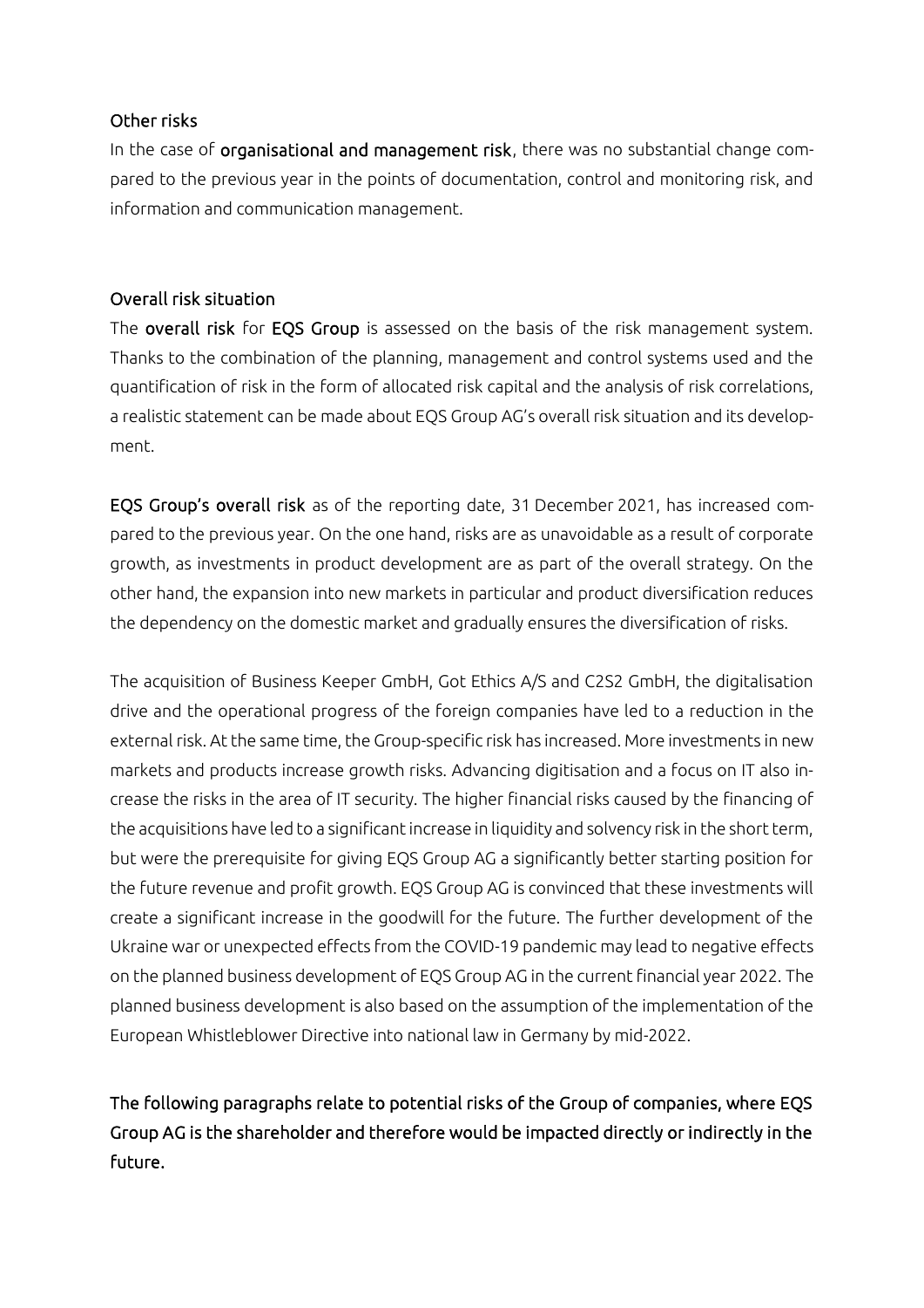### Other risks

In the case of **organisational and management risk**, there was no substantial change compared to the previous year in the points of documentation, control and monitoring risk, and information and communication management.

### Overall risk situation

The **overall risk** for **EQS Group** is assessed on the basis of the risk management system. Thanks to the combination of the planning, management and control systems used and the quantification of risk in the form of allocated risk capital and the analysis of risk correlations, a realistic statement can be made about EQS Group AG's overall risk situation and its development.

**EQS Group's overall risk** as of the reporting date, 31 December 2021, has increased compared to the previous year. On the one hand, risks are as unavoidable as a result of corporate growth, as investments in product development are as part of the overall strategy. On the other hand, the expansion into new markets in particular and product diversification reduces the dependency on the domestic market and gradually ensures the diversification of risks.

The acquisition of Business Keeper GmbH, Got Ethics A/S and C2S2 GmbH, the digitalisation drive and the operational progress of the foreign companies have led to a reduction in the external risk. At the same time, the Group-specific risk has increased. More investments in new markets and products increase growth risks. Advancing digitisation and a focus on IT also increase the risks in the area of IT security. The higher financial risks caused by the financing of the acquisitions have led to a significant increase in liquidity and solvency risk in the short term, but were the prerequisite for giving EQS Group AG a significantly better starting position for the future revenue and profit growth. EQS Group AG is convinced that these investments will create a significant increase in the goodwill for the future. The further development of the Ukraine war or unexpected effects from the COVID-19 pandemic may lead to negative effects on the planned business development of EQS Group AG in the current financial year 2022. The planned business development is also based on the assumption of the implementation of the European Whistleblower Directive into national law in Germany by mid-2022.

**The following paragraphs relate to potential risks of the Group of companies, where EQS Group AG is the shareholder and therefore would be impacted directly or indirectly in the future.**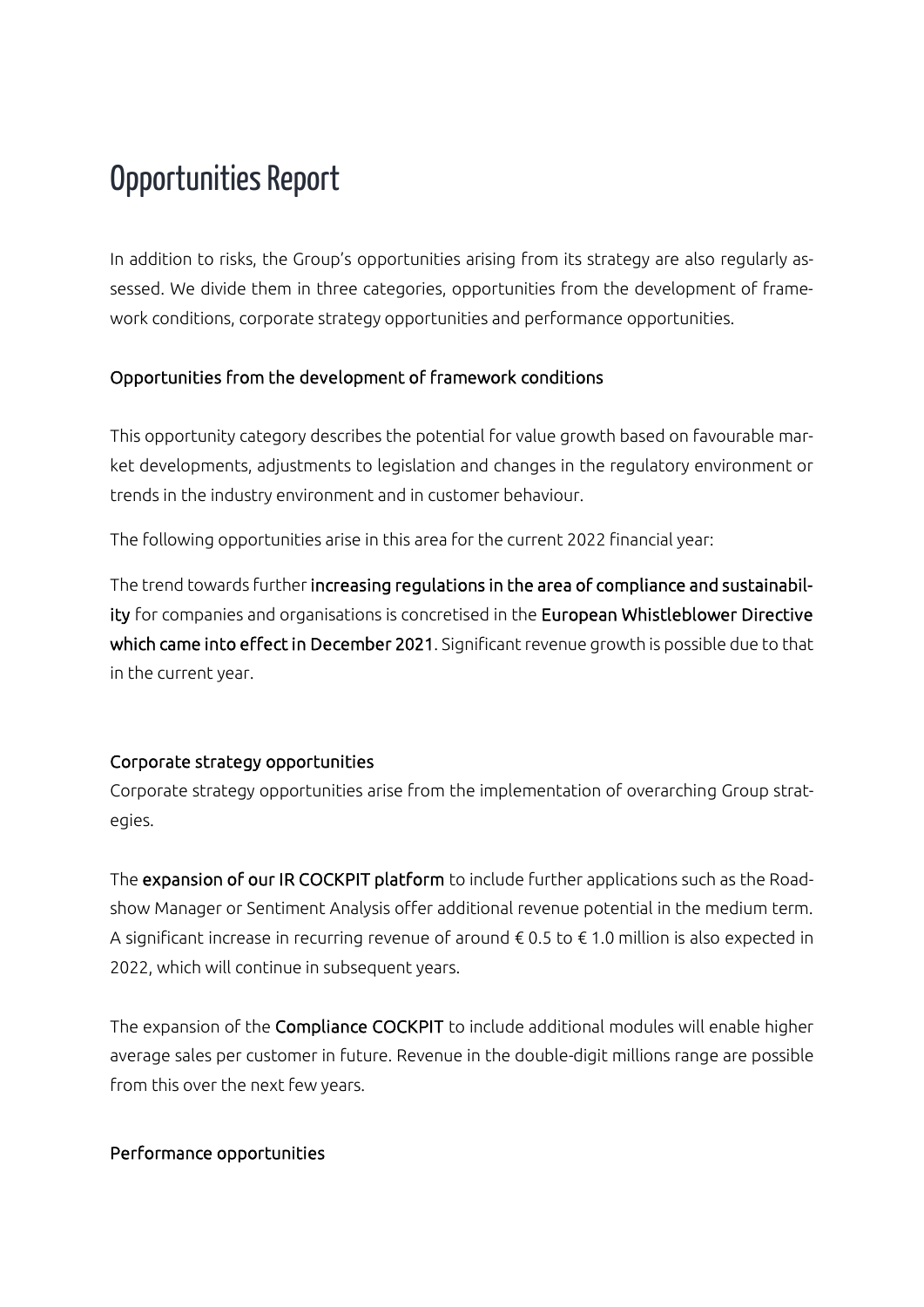# Opportunities Report

In addition to risks, the Group's opportunities arising from its strategy are also regularly assessed. We divide them in three categories, opportunities from the development of framework conditions, corporate strategy opportunities and performance opportunities.

## Opportunities from the development of framework conditions

This opportunity category describes the potential for value growth based on favourable market developments, adjustments to legislation and changes in the regulatory environment or trends in the industry environment and in customer behaviour.

The following opportunities arise in this area for the current 2022 financial year:

The trend towards further **increasing regulations in the area of compliance and sustainability** for companies and organisations is concretised in the **European Whistleblower Directive which came into effect in December 2021**. Significant revenue growth is possible due to that in the current year.

## Corporate strategy opportunities

Corporate strategy opportunities arise from the implementation of overarching Group strategies.

The **expansion of our IR COCKPIT platform** to include further applications such as the Roadshow Manager or Sentiment Analysis offer additional revenue potential in the medium term. A significant increase in recurring revenue of around € 0.5 to € 1.0 million is also expected in 2022, which will continue in subsequent years.

The expansion of the **Compliance COCKPIT** to include additional modules will enable higher average sales per customer in future. Revenue in the double-digit millions range are possible from this over the next few years.

## Performance opportunities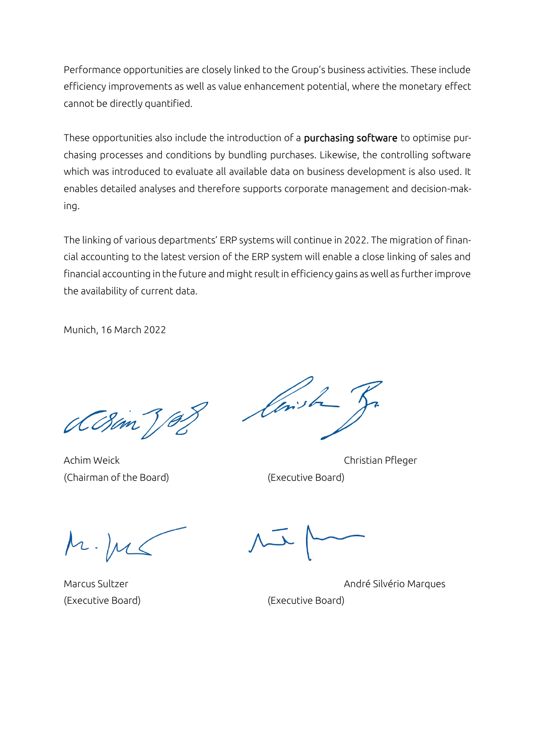Performance opportunities are closely linked to the Group's business activities. These include efficiency improvements as well as value enhancement potential, where the monetary effect cannot be directly quantified.

These opportunities also include the introduction of a **purchasing software** to optimise purchasing processes and conditions by bundling purchases. Likewise, the controlling software which was introduced to evaluate all available data on business development is also used. It enables detailed analyses and therefore supports corporate management and decision-making.

The linking of various departments' ERP systems will continue in 2022. The migration of financial accounting to the latest version of the ERP system will enable a close linking of sales and financial accounting in the future and might result in efficiency gains as well as further improve the availability of current data.

Munich, 16 March 2022

Achim Weick
(Chairman of the Board)

Christian Pfleger
(Executive Board)

Marcus Sultzer
(Executive Board)

André Silvério Marques
(Executive Board)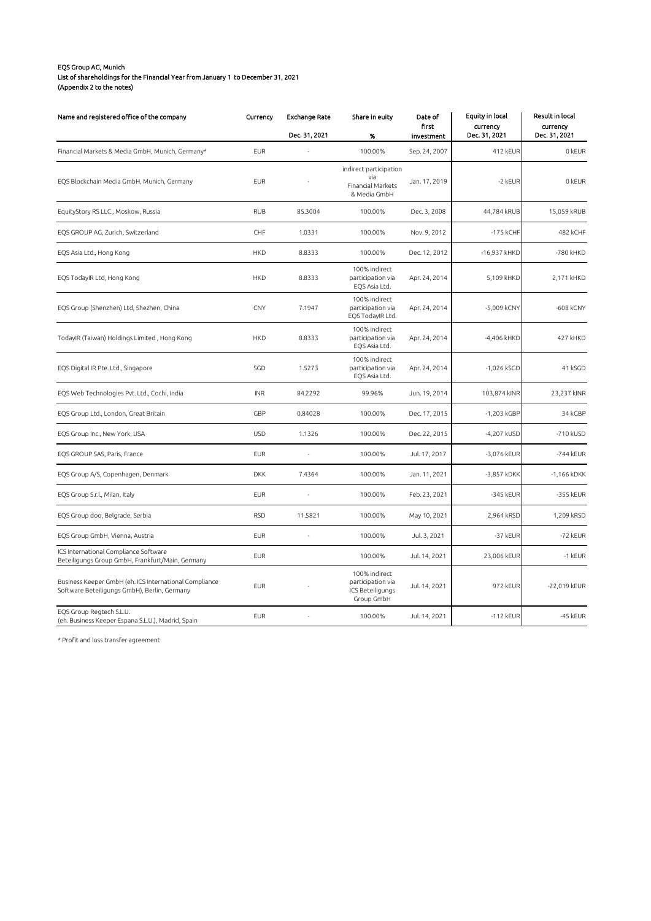**EQS Group AG, Munich**
**List of shareholdings for the Financial Year from January 1 to December 31, 2021**
**(Appendix 2 to the notes)**

| Name and registered office of the company | Currency | Exchange Rate Dec. 31, 2021 | Share in euity % | Date of first investment | Equity in local currency Dec. 31, 2021 | Result in local currency Dec. 31, 2021 |
|---|---|---|---|---|---|---|
| Financial Markets & Media GmbH, Munich, Germany* | EUR | - | 100.00% | Sep. 24, 2007 | 412 kEUR | 0 kEUR |
| EQS Blockchain Media GmbH, Munich, Germany | EUR | - | indirect participation via Financial Markets & Media GmbH | Jan. 17, 2019 | -2 kEUR | 0 kEUR |
| EquityStory RS LLC., Moskow, Russia | RUB | 85.3004 | 100.00% | Dec. 3, 2008 | 44,784 kRUB | 15,059 kRUB |
| EQS GROUP AG, Zurich, Switzerland | CHF | 1.0331 | 100.00% | Nov. 9, 2012 | -175 kCHF | 482 kCHF |
| EQS Asia Ltd., Hong Kong | HKD | 8.8333 | 100.00% | Dec. 12, 2012 | -16,937 kHKD | -780 kHKD |
| EQS TodayIR Ltd, Hong Kong | HKD | 8.8333 | 100% indirect participation via EQS Asia Ltd. | Apr. 24, 2014 | 5,109 kHKD | 2,171 kHKD |
| EQS Group (Shenzhen) Ltd, Shezhen, China | CNY | 7.1947 | 100% indirect participation via EQS TodayIR Ltd. | Apr. 24, 2014 | -5,009 kCNY | -608 kCNY |
| TodayIR (Taiwan) Holdings Limited , Hong Kong | HKD | 8.8333 | 100% indirect participation via EQS Asia Ltd. | Apr. 24, 2014 | -4,406 kHKD | 427 kHKD |
| EQS Digital IR Pte. Ltd., Singapore | SGD | 1.5273 | 100% indirect participation via EQS Asia Ltd. | Apr. 24, 2014 | -1,026 kSGD | 41 kSGD |
| EQS Web Technologies Pvt. Ltd., Cochi, India | INR | 84.2292 | 99.96% | Jun. 19, 2014 | 103,874 kINR | 23,237 kINR |
| EQS Group Ltd., London, Great Britain | GBP | 0.84028 | 100.00% | Dec. 17, 2015 | -1,203 kGBP | 34 kGBP |
| EQS Group Inc., New York, USA | USD | 1.1326 | 100.00% | Dec. 22, 2015 | -4,207 kUSD | -710 kUSD |
| EQS GROUP SAS, Paris, France | EUR | - | 100.00% | Jul. 17, 2017 | -3,076 kEUR | -744 kEUR |
| EQS Group A/S, Copenhagen, Denmark | DKK | 7.4364 | 100.00% | Jan. 11, 2021 | -3,857 kDKK | -1,166 kDKK |
| EQS Group S.r.l., Milan, Italy | EUR | - | 100.00% | Feb. 23, 2021 | -345 kEUR | -355 kEUR |
| EQS Group doo, Belgrade, Serbia | RSD | 11.5821 | 100.00% | May 10, 2021 | 2,964 kRSD | 1,209 kRSD |
| EQS Group GmbH, Vienna, Austria | EUR | - | 100.00% | Jul. 3, 2021 | -37 kEUR | -72 kEUR |
| ICS International Compliance Software Beteiligungs Group GmbH, Frankfurt/Main, Germany | EUR | | 100.00% | Jul. 14, 2021 | 23,006 kEUR | -1 kEUR |
| Business Keeper GmbH (eh. ICS International Compliance Software Beteiligungs GmbH), Berlin, Germany | EUR | - | 100% indirect participation via ICS Beteiligungs Group GmbH | Jul. 14, 2021 | 972 kEUR | -22,019 kEUR |
| EQS Group Regtech S.L.U. (eh. Business Keeper Espana S.L.U.), Madrid, Spain | EUR | - | 100.00% | Jul. 14, 2021 | -112 kEUR | -45 kEUR |

* Profit and loss transfer agreement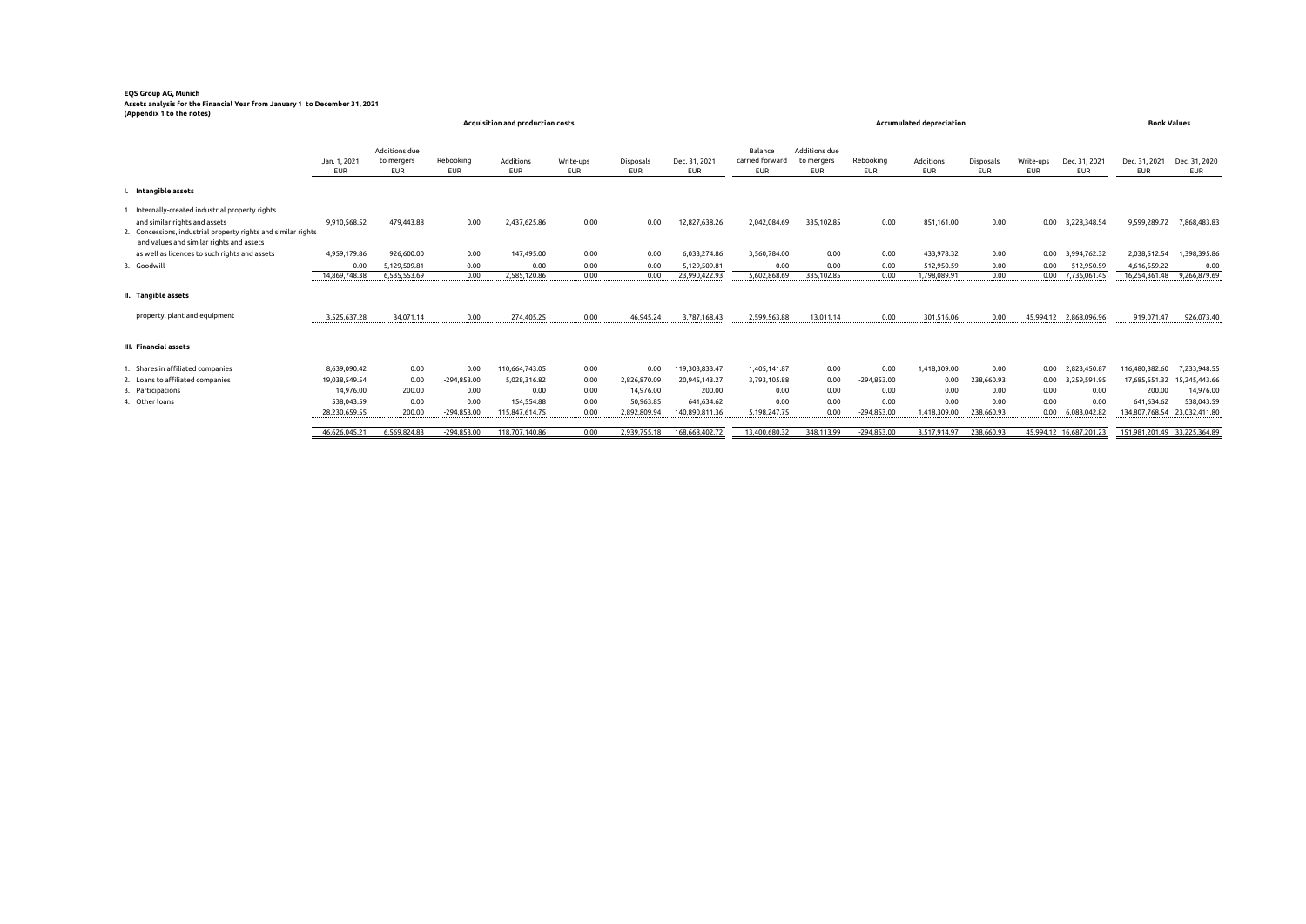**EQS Group AG, Munich**
**Assets analysis for the Financial Year from January 1 to December 31, 2021**
**(Appendix 1 to the notes)**

| | Acquisition and production costs | | | | | | | Accumulated depreciation | | | | | | | Book Values | |
|---|---|---|---|---|---|---|---|---|---|---|---|---|---|---|---|---|
| | Jan. 1, 2021 EUR | Additions due to mergers EUR | Rebooking EUR | Additions EUR | Write-ups EUR | Disposals EUR | Dec. 31, 2021 EUR | Balance carried forward EUR | Additions due to mergers EUR | Rebooking EUR | Additions EUR | Disposals EUR | Write-ups EUR | Dec. 31, 2021 EUR | Dec. 31, 2021 EUR | Dec. 31, 2020 EUR |
| **I. Intangible assets** | | | | | | | | | | | | | | | | |
| 1. Internally-created industrial property rights and similar rights and assets | 9,910,568.52 | 479,443.88 | 0.00 | 2,437,625.86 | 0.00 | 0.00 | 12,827,638.26 | 2,042,084.69 | 335,102.85 | 0.00 | 851,161.00 | 0.00 | 0.00 | 3,228,348.54 | 9,599,289.72 | 7,868,483.83 |
| 2. Concessions, industrial property rights and similar rights and values and similar rights and assets as well as licences to such rights and assets | 4,959,179.86 | 926,600.00 | 0.00 | 147,495.00 | 0.00 | 0.00 | 6,033,274.86 | 3,560,784.00 | 0.00 | 0.00 | 433,978.32 | 0.00 | 0.00 | 3,994,762.32 | 2,038,512.54 | 1,398,395.86 |
| 3. Goodwill | 0.00 | 5,129,509.81 | 0.00 | 0.00 | 0.00 | 0.00 | 5,129,509.81 | 0.00 | 0.00 | 0.00 | 512,950.59 | 0.00 | 0.00 | 512,950.59 | 4,616,559.22 | 0.00 |
| | 14,869,748.38 | 6,535,553.69 | 0.00 | 2,585,120.86 | 0.00 | 0.00 | 23,990,422.93 | 5,602,868.69 | 335,102.85 | 0.00 | 1,798,089.91 | 0.00 | 0.00 | 7,736,061.45 | 16,254,361.48 | 9,266,879.69 |
| **II. Tangible assets** | | | | | | | | | | | | | | | | |
| property, plant and equipment | 3,525,637.28 | 34,071.14 | 0.00 | 274,405.25 | 0.00 | 46,945.24 | 3,787,168.43 | 2,599,563.88 | 13,011.14 | 0.00 | 301,516.06 | 0.00 | 45,994.12 | 2,868,096.96 | 919,071.47 | 926,073.40 |
| **III. Financial assets** | | | | | | | | | | | | | | | | |
| 1. Shares in affiliated companies | 8,639,090.42 | 0.00 | 0.00 | 110,664,743.05 | 0.00 | 0.00 | 119,303,833.47 | 1,405,141.87 | 0.00 | 0.00 | 1,418,309.00 | 0.00 | 0.00 | 2,823,450.87 | 116,480,382.60 | 7,233,948.55 |
| 2. Loans to affiliated companies | 19,038,549.54 | 0.00 | -294,853.00 | 5,028,316.82 | 0.00 | 2,826,870.09 | 20,945,143.27 | 3,793,105.88 | 0.00 | -294,853.00 | 0.00 | 238,660.93 | 0.00 | 3,259,591.95 | 17,685,551.32 | 15,245,443.66 |
| 3. Participations | 14,976.00 | 200.00 | 0.00 | 0.00 | 0.00 | 14,976.00 | 200.00 | 0.00 | 0.00 | 0.00 | 0.00 | 0.00 | 0.00 | 0.00 | 200.00 | 14,976.00 |
| 4. Other loans | 538,043.59 | 0.00 | 0.00 | 154,554.88 | 0.00 | 50,963.85 | 641,634.62 | 0.00 | 0.00 | 0.00 | 0.00 | 0.00 | 0.00 | 0.00 | 641,634.62 | 538,043.59 |
| | 28,230,659.55 | 200.00 | -294,853.00 | 115,847,614.75 | 0.00 | 2,892,809.94 | 140,890,811.36 | 5,198,247.75 | 0.00 | -294,853.00 | 1,418,309.00 | 238,660.93 | 0.00 | 6,083,042.82 | 134,807,768.54 | 23,032,411.80 |
| | 46,626,045.21 | 6,569,824.83 | -294,853.00 | 118,707,140.86 | 0.00 | 2,939,755.18 | 168,668,402.72 | 13,400,680.32 | 348,113.99 | -294,853.00 | 3,517,914.97 | 238,660.93 | 45,994.12 | 16,687,201.23 | 151,981,201.49 | 33,225,364.89 |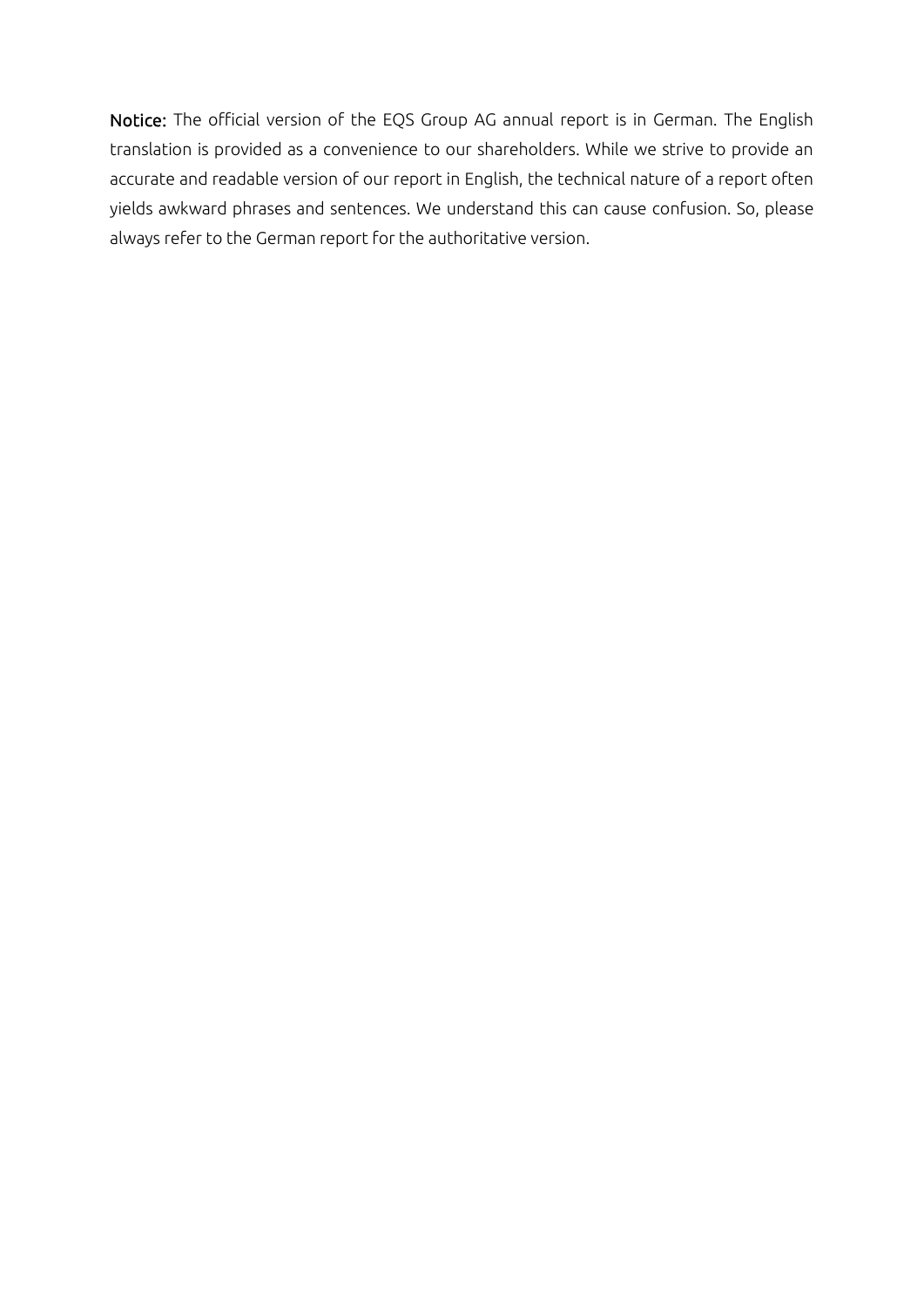**Notice:** The official version of the EQS Group AG annual report is in German. The English translation is provided as a convenience to our shareholders. While we strive to provide an accurate and readable version of our report in English, the technical nature of a report often yields awkward phrases and sentences. We understand this can cause confusion. So, please always refer to the German report for the authoritative version.